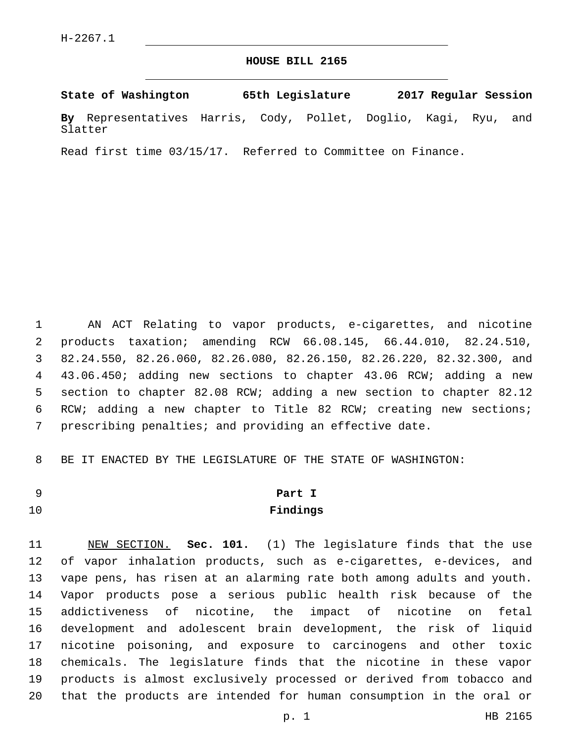H-2267.1

# HOUSE BILL 2165

**State of Washington 65th Legislature 2017 Regular Session**

**By** Representatives Harris, Cody, Pollet, Doglio, Kagi, Ryu, and Slatter

Read first time 03/15/17. Referred to Committee on Finance.

AN ACT Relating to vapor products, e-cigarettes, and nicotine products taxation; amending RCW 66.08.145, 66.44.010, 82.24.510, 82.24.550, 82.26.060, 82.26.080, 82.26.150, 82.26.220, 82.32.300, and 43.06.450; adding new sections to chapter 43.06 RCW; adding a new section to chapter 82.08 RCW; adding a new section to chapter 82.12 RCW; adding a new chapter to Title 82 RCW; creating new sections; prescribing penalties; and providing an effective date.

BE IT ENACTED BY THE LEGISLATURE OF THE STATE OF WASHINGTON:

## Part I
## Findings

NEW SECTION. **Sec. 101.** (1) The legislature finds that the use of vapor inhalation products, such as e-cigarettes, e-devices, and vape pens, has risen at an alarming rate both among adults and youth. Vapor products pose a serious public health risk because of the addictiveness of nicotine, the impact of nicotine on fetal development and adolescent brain development, the risk of liquid nicotine poisoning, and exposure to carcinogens and other toxic chemicals. The legislature finds that the nicotine in these vapor products is almost exclusively processed or derived from tobacco and that the products are intended for human consumption in the oral or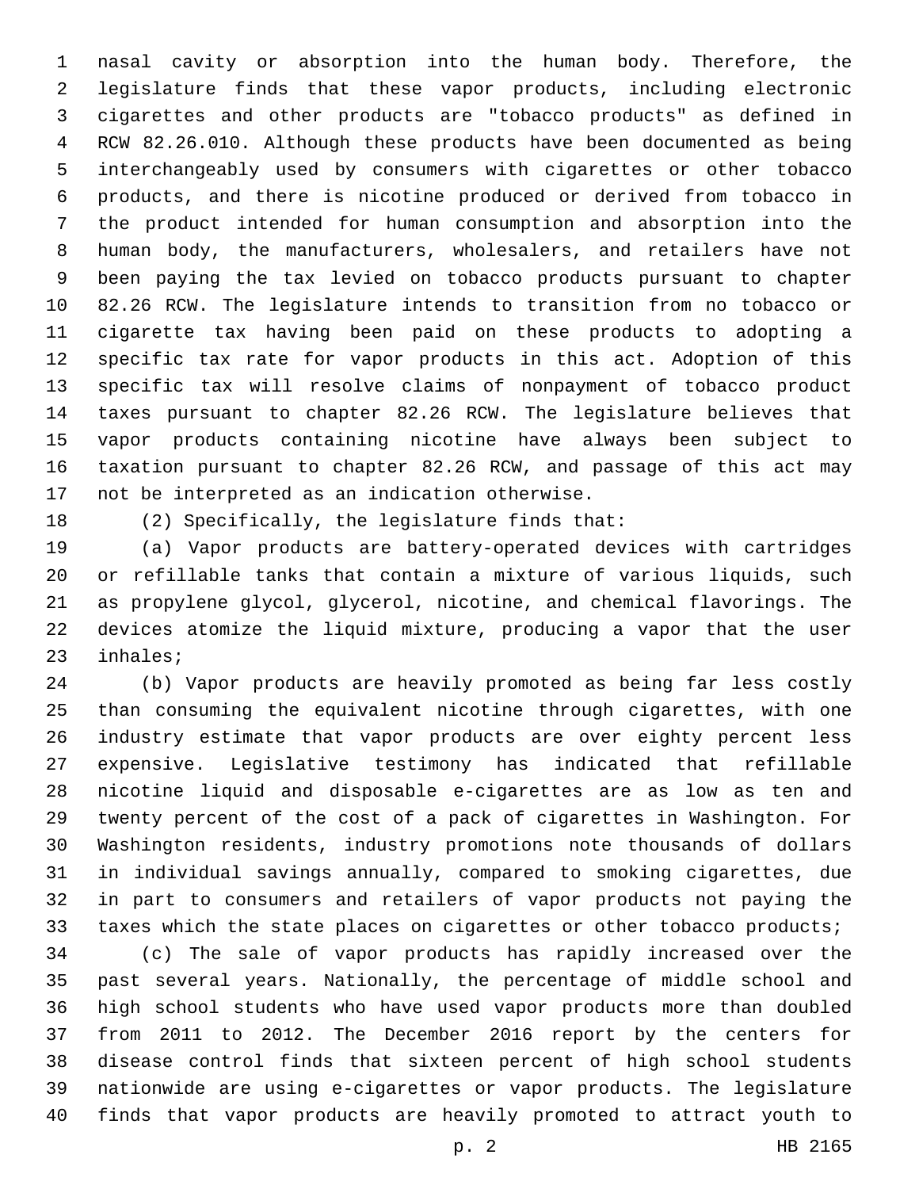nasal cavity or absorption into the human body. Therefore, the legislature finds that these vapor products, including electronic cigarettes and other products are "tobacco products" as defined in RCW 82.26.010. Although these products have been documented as being interchangeably used by consumers with cigarettes or other tobacco products, and there is nicotine produced or derived from tobacco in the product intended for human consumption and absorption into the human body, the manufacturers, wholesalers, and retailers have not been paying the tax levied on tobacco products pursuant to chapter 82.26 RCW. The legislature intends to transition from no tobacco or cigarette tax having been paid on these products to adopting a specific tax rate for vapor products in this act. Adoption of this specific tax will resolve claims of nonpayment of tobacco product taxes pursuant to chapter 82.26 RCW. The legislature believes that vapor products containing nicotine have always been subject to taxation pursuant to chapter 82.26 RCW, and passage of this act may not be interpreted as an indication otherwise.

(2) Specifically, the legislature finds that:

(a) Vapor products are battery-operated devices with cartridges or refillable tanks that contain a mixture of various liquids, such as propylene glycol, glycerol, nicotine, and chemical flavorings. The devices atomize the liquid mixture, producing a vapor that the user inhales;

(b) Vapor products are heavily promoted as being far less costly than consuming the equivalent nicotine through cigarettes, with one industry estimate that vapor products are over eighty percent less expensive. Legislative testimony has indicated that refillable nicotine liquid and disposable e-cigarettes are as low as ten and twenty percent of the cost of a pack of cigarettes in Washington. For Washington residents, industry promotions note thousands of dollars in individual savings annually, compared to smoking cigarettes, due in part to consumers and retailers of vapor products not paying the taxes which the state places on cigarettes or other tobacco products;

(c) The sale of vapor products has rapidly increased over the past several years. Nationally, the percentage of middle school and high school students who have used vapor products more than doubled from 2011 to 2012. The December 2016 report by the centers for disease control finds that sixteen percent of high school students nationwide are using e-cigarettes or vapor products. The legislature finds that vapor products are heavily promoted to attract youth to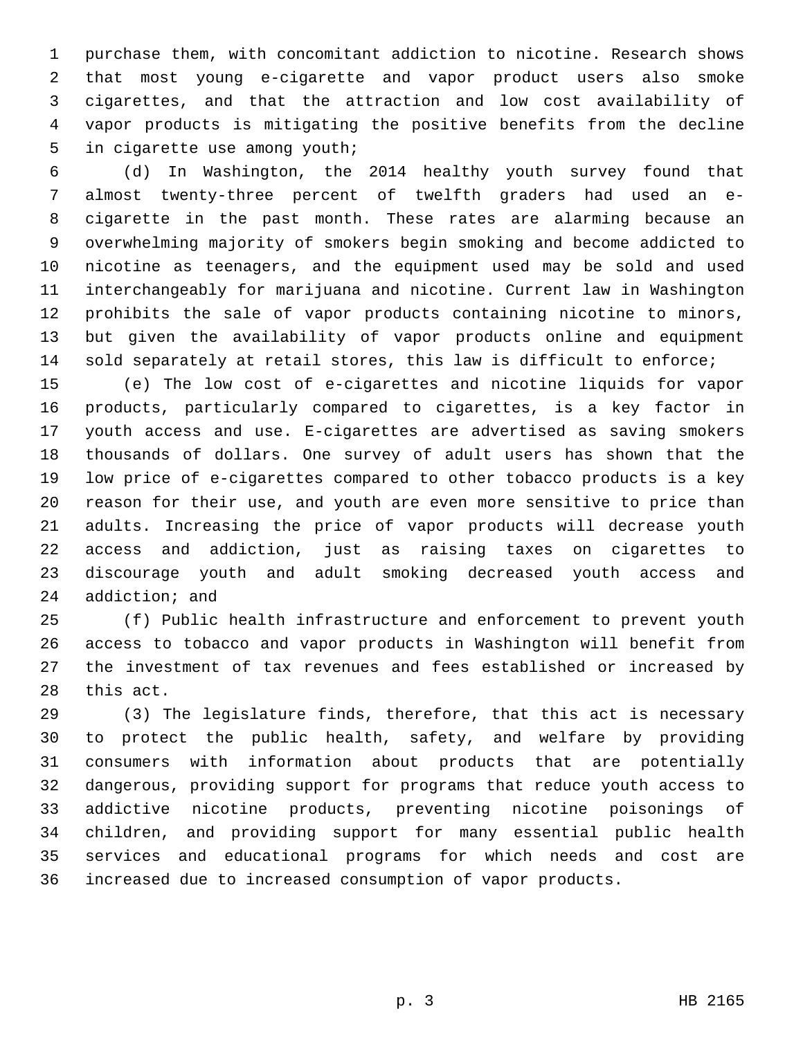purchase them, with concomitant addiction to nicotine. Research shows that most young e-cigarette and vapor product users also smoke cigarettes, and that the attraction and low cost availability of vapor products is mitigating the positive benefits from the decline in cigarette use among youth;

(d) In Washington, the 2014 healthy youth survey found that almost twenty-three percent of twelfth graders had used an e-cigarette in the past month. These rates are alarming because an overwhelming majority of smokers begin smoking and become addicted to nicotine as teenagers, and the equipment used may be sold and used interchangeably for marijuana and nicotine. Current law in Washington prohibits the sale of vapor products containing nicotine to minors, but given the availability of vapor products online and equipment sold separately at retail stores, this law is difficult to enforce;

(e) The low cost of e-cigarettes and nicotine liquids for vapor products, particularly compared to cigarettes, is a key factor in youth access and use. E-cigarettes are advertised as saving smokers thousands of dollars. One survey of adult users has shown that the low price of e-cigarettes compared to other tobacco products is a key reason for their use, and youth are even more sensitive to price than adults. Increasing the price of vapor products will decrease youth access and addiction, just as raising taxes on cigarettes to discourage youth and adult smoking decreased youth access and addiction; and

(f) Public health infrastructure and enforcement to prevent youth access to tobacco and vapor products in Washington will benefit from the investment of tax revenues and fees established or increased by this act.

(3) The legislature finds, therefore, that this act is necessary to protect the public health, safety, and welfare by providing consumers with information about products that are potentially dangerous, providing support for programs that reduce youth access to addictive nicotine products, preventing nicotine poisonings of children, and providing support for many essential public health services and educational programs for which needs and cost are increased due to increased consumption of vapor products.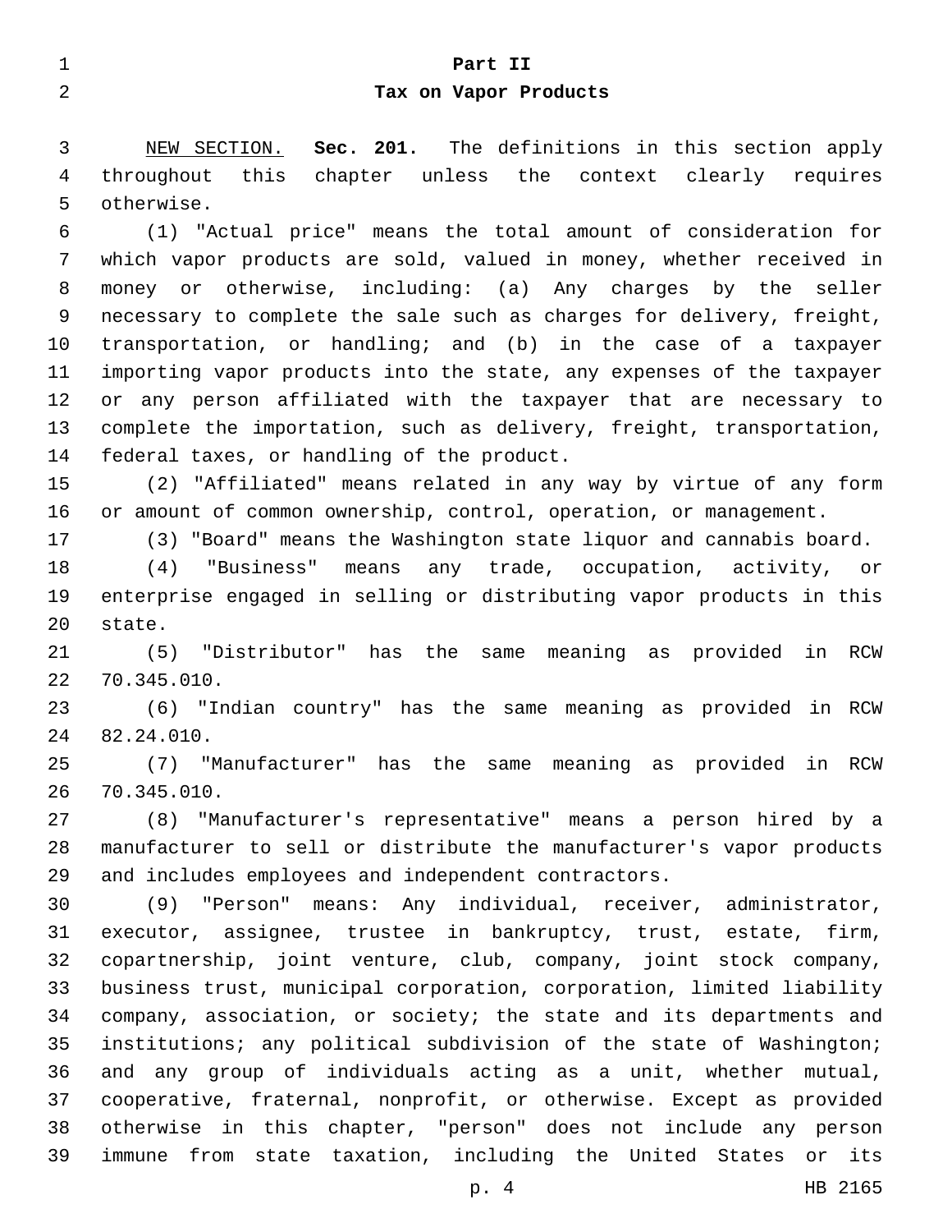## Part II
## Tax on Vapor Products

NEW SECTION. **Sec. 201.** The definitions in this section apply throughout this chapter unless the context clearly requires otherwise.

(1) "Actual price" means the total amount of consideration for which vapor products are sold, valued in money, whether received in money or otherwise, including: (a) Any charges by the seller necessary to complete the sale such as charges for delivery, freight, transportation, or handling; and (b) in the case of a taxpayer importing vapor products into the state, any expenses of the taxpayer or any person affiliated with the taxpayer that are necessary to complete the importation, such as delivery, freight, transportation, federal taxes, or handling of the product.

(2) "Affiliated" means related in any way by virtue of any form or amount of common ownership, control, operation, or management.

(3) "Board" means the Washington state liquor and cannabis board.

(4) "Business" means any trade, occupation, activity, or enterprise engaged in selling or distributing vapor products in this state.

(5) "Distributor" has the same meaning as provided in RCW 70.345.010.

(6) "Indian country" has the same meaning as provided in RCW 82.24.010.

(7) "Manufacturer" has the same meaning as provided in RCW 70.345.010.

(8) "Manufacturer's representative" means a person hired by a manufacturer to sell or distribute the manufacturer's vapor products and includes employees and independent contractors.

(9) "Person" means: Any individual, receiver, administrator, executor, assignee, trustee in bankruptcy, trust, estate, firm, copartnership, joint venture, club, company, joint stock company, business trust, municipal corporation, corporation, limited liability company, association, or society; the state and its departments and institutions; any political subdivision of the state of Washington; and any group of individuals acting as a unit, whether mutual, cooperative, fraternal, nonprofit, or otherwise. Except as provided otherwise in this chapter, "person" does not include any person immune from state taxation, including the United States or its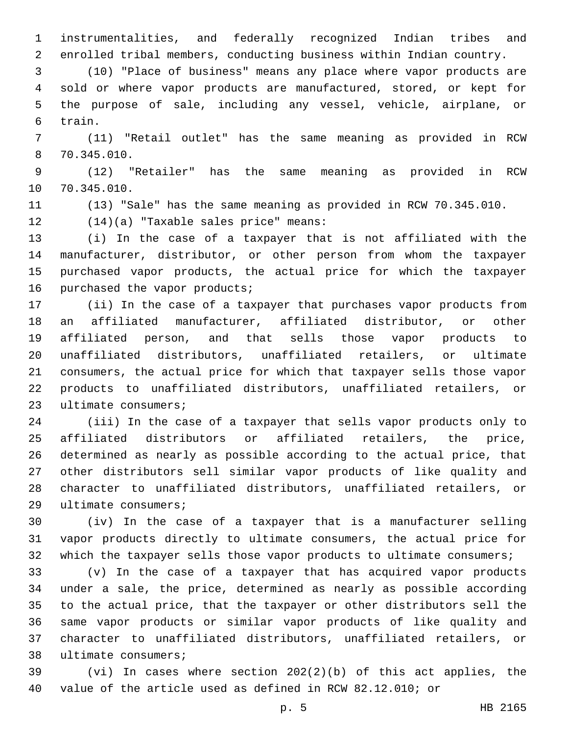instrumentalities, and federally recognized Indian tribes and enrolled tribal members, conducting business within Indian country.

(10) "Place of business" means any place where vapor products are sold or where vapor products are manufactured, stored, or kept for the purpose of sale, including any vessel, vehicle, airplane, or train.

(11) "Retail outlet" has the same meaning as provided in RCW 70.345.010.

(12) "Retailer" has the same meaning as provided in RCW 70.345.010.

(13) "Sale" has the same meaning as provided in RCW 70.345.010.

(14)(a) "Taxable sales price" means:

(i) In the case of a taxpayer that is not affiliated with the manufacturer, distributor, or other person from whom the taxpayer purchased vapor products, the actual price for which the taxpayer purchased the vapor products;

(ii) In the case of a taxpayer that purchases vapor products from an affiliated manufacturer, affiliated distributor, or other affiliated person, and that sells those vapor products to unaffiliated distributors, unaffiliated retailers, or ultimate consumers, the actual price for which that taxpayer sells those vapor products to unaffiliated distributors, unaffiliated retailers, or ultimate consumers;

(iii) In the case of a taxpayer that sells vapor products only to affiliated distributors or affiliated retailers, the price, determined as nearly as possible according to the actual price, that other distributors sell similar vapor products of like quality and character to unaffiliated distributors, unaffiliated retailers, or ultimate consumers;

(iv) In the case of a taxpayer that is a manufacturer selling vapor products directly to ultimate consumers, the actual price for which the taxpayer sells those vapor products to ultimate consumers;

(v) In the case of a taxpayer that has acquired vapor products under a sale, the price, determined as nearly as possible according to the actual price, that the taxpayer or other distributors sell the same vapor products or similar vapor products of like quality and character to unaffiliated distributors, unaffiliated retailers, or ultimate consumers;

(vi) In cases where section 202(2)(b) of this act applies, the value of the article used as defined in RCW 82.12.010; or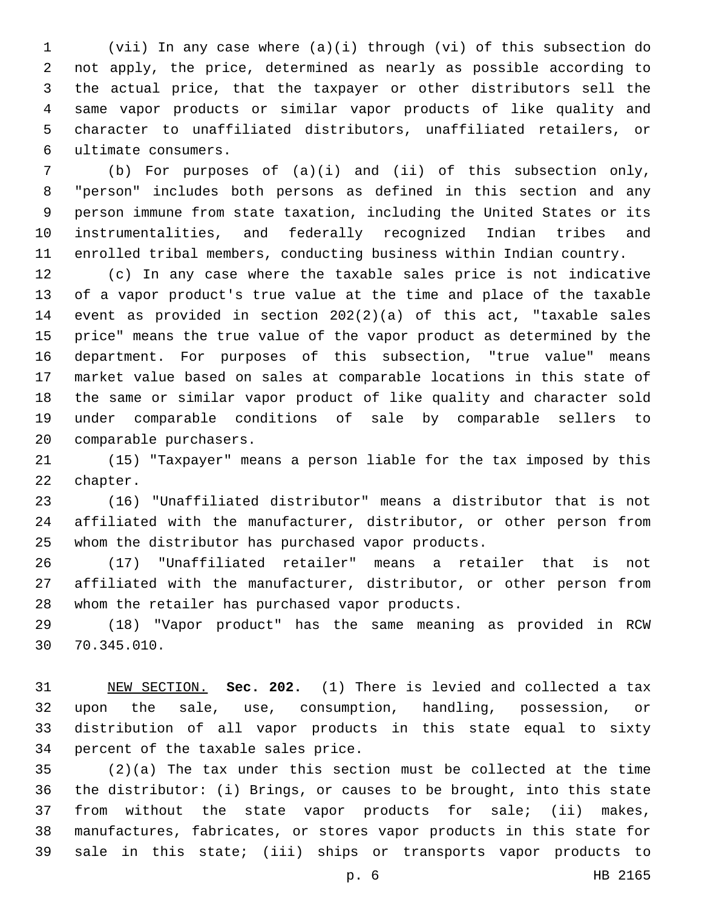(vii) In any case where (a)(i) through (vi) of this subsection do not apply, the price, determined as nearly as possible according to the actual price, that the taxpayer or other distributors sell the same vapor products or similar vapor products of like quality and character to unaffiliated distributors, unaffiliated retailers, or ultimate consumers.

(b) For purposes of (a)(i) and (ii) of this subsection only, "person" includes both persons as defined in this section and any person immune from state taxation, including the United States or its instrumentalities, and federally recognized Indian tribes and enrolled tribal members, conducting business within Indian country.

(c) In any case where the taxable sales price is not indicative of a vapor product's true value at the time and place of the taxable event as provided in section 202(2)(a) of this act, "taxable sales price" means the true value of the vapor product as determined by the department. For purposes of this subsection, "true value" means market value based on sales at comparable locations in this state of the same or similar vapor product of like quality and character sold under comparable conditions of sale by comparable sellers to comparable purchasers.

(15) "Taxpayer" means a person liable for the tax imposed by this chapter.

(16) "Unaffiliated distributor" means a distributor that is not affiliated with the manufacturer, distributor, or other person from whom the distributor has purchased vapor products.

(17) "Unaffiliated retailer" means a retailer that is not affiliated with the manufacturer, distributor, or other person from whom the retailer has purchased vapor products.

(18) "Vapor product" has the same meaning as provided in RCW 70.345.010.

NEW SECTION. **Sec. 202.** (1) There is levied and collected a tax upon the sale, use, consumption, handling, possession, or distribution of all vapor products in this state equal to sixty percent of the taxable sales price.

(2)(a) The tax under this section must be collected at the time the distributor: (i) Brings, or causes to be brought, into this state from without the state vapor products for sale; (ii) makes, manufactures, fabricates, or stores vapor products in this state for sale in this state; (iii) ships or transports vapor products to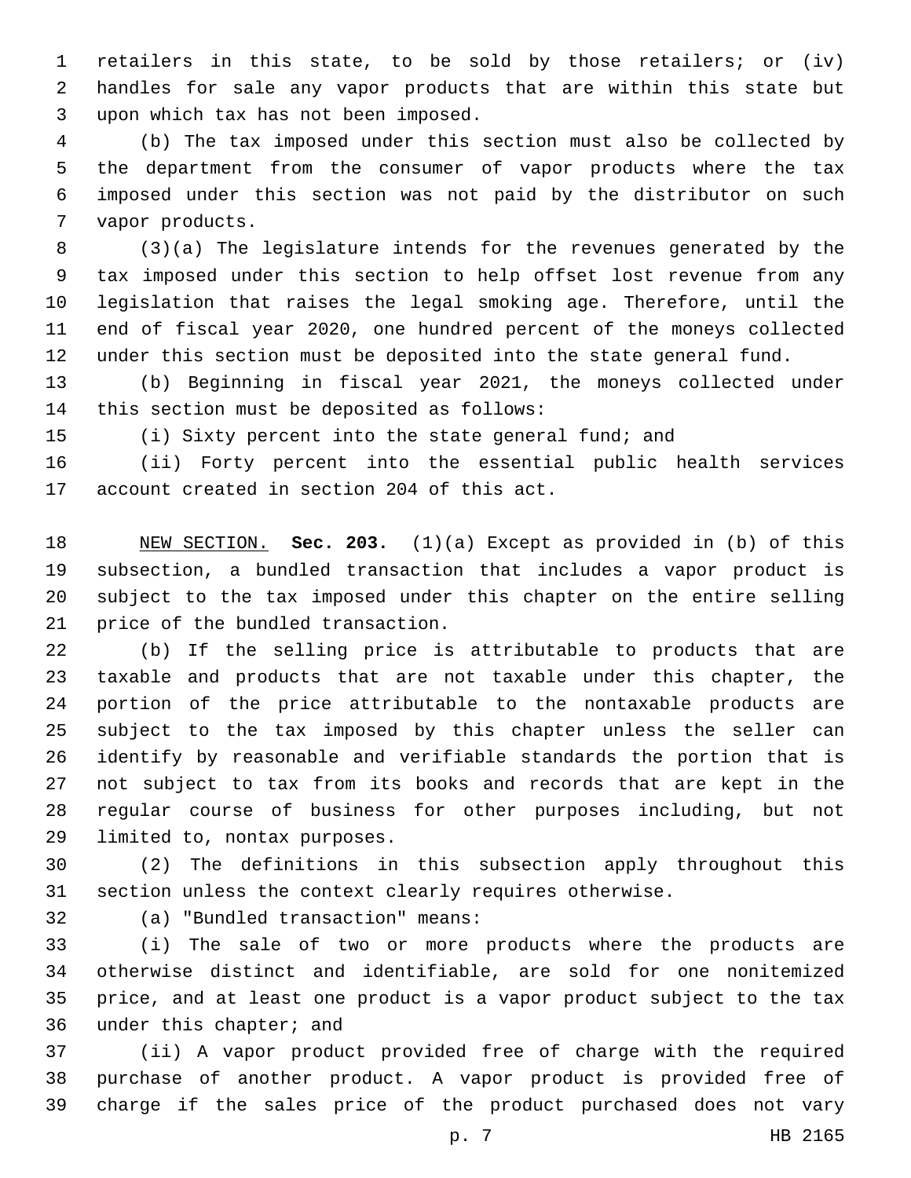retailers in this state, to be sold by those retailers; or (iv) handles for sale any vapor products that are within this state but upon which tax has not been imposed.

(b) The tax imposed under this section must also be collected by the department from the consumer of vapor products where the tax imposed under this section was not paid by the distributor on such vapor products.

(3)(a) The legislature intends for the revenues generated by the tax imposed under this section to help offset lost revenue from any legislation that raises the legal smoking age. Therefore, until the end of fiscal year 2020, one hundred percent of the moneys collected under this section must be deposited into the state general fund.

(b) Beginning in fiscal year 2021, the moneys collected under this section must be deposited as follows:

(i) Sixty percent into the state general fund; and

(ii) Forty percent into the essential public health services account created in section 204 of this act.

NEW SECTION. **Sec. 203.** (1)(a) Except as provided in (b) of this subsection, a bundled transaction that includes a vapor product is subject to the tax imposed under this chapter on the entire selling price of the bundled transaction.

(b) If the selling price is attributable to products that are taxable and products that are not taxable under this chapter, the portion of the price attributable to the nontaxable products are subject to the tax imposed by this chapter unless the seller can identify by reasonable and verifiable standards the portion that is not subject to tax from its books and records that are kept in the regular course of business for other purposes including, but not limited to, nontax purposes.

(2) The definitions in this subsection apply throughout this section unless the context clearly requires otherwise.

(a) "Bundled transaction" means:

(i) The sale of two or more products where the products are otherwise distinct and identifiable, are sold for one nonitemized price, and at least one product is a vapor product subject to the tax under this chapter; and

(ii) A vapor product provided free of charge with the required purchase of another product. A vapor product is provided free of charge if the sales price of the product purchased does not vary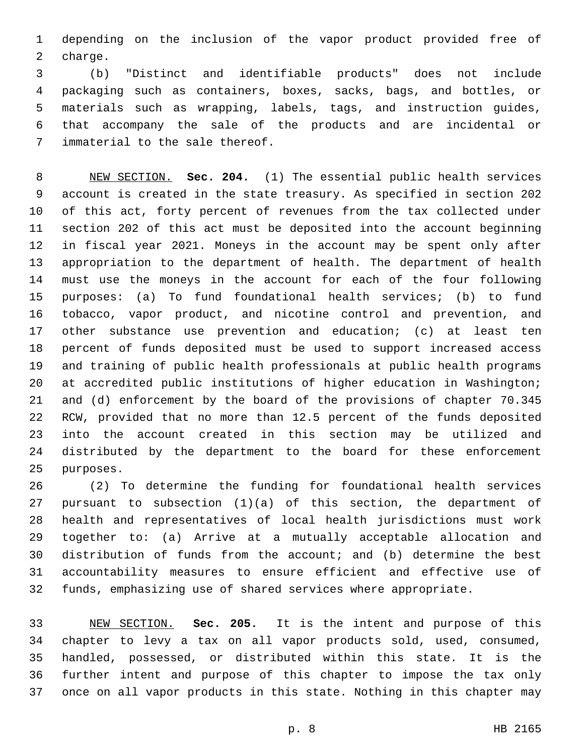depending on the inclusion of the vapor product provided free of charge.

(b) "Distinct and identifiable products" does not include packaging such as containers, boxes, sacks, bags, and bottles, or materials such as wrapping, labels, tags, and instruction guides, that accompany the sale of the products and are incidental or immaterial to the sale thereof.

NEW SECTION. **Sec. 204.** (1) The essential public health services account is created in the state treasury. As specified in section 202 of this act, forty percent of revenues from the tax collected under section 202 of this act must be deposited into the account beginning in fiscal year 2021. Moneys in the account may be spent only after appropriation to the department of health. The department of health must use the moneys in the account for each of the four following purposes: (a) To fund foundational health services; (b) to fund tobacco, vapor product, and nicotine control and prevention, and other substance use prevention and education; (c) at least ten percent of funds deposited must be used to support increased access and training of public health professionals at public health programs at accredited public institutions of higher education in Washington; and (d) enforcement by the board of the provisions of chapter 70.345 RCW, provided that no more than 12.5 percent of the funds deposited into the account created in this section may be utilized and distributed by the department to the board for these enforcement purposes.

(2) To determine the funding for foundational health services pursuant to subsection (1)(a) of this section, the department of health and representatives of local health jurisdictions must work together to: (a) Arrive at a mutually acceptable allocation and distribution of funds from the account; and (b) determine the best accountability measures to ensure efficient and effective use of funds, emphasizing use of shared services where appropriate.

NEW SECTION. **Sec. 205.** It is the intent and purpose of this chapter to levy a tax on all vapor products sold, used, consumed, handled, possessed, or distributed within this state. It is the further intent and purpose of this chapter to impose the tax only once on all vapor products in this state. Nothing in this chapter may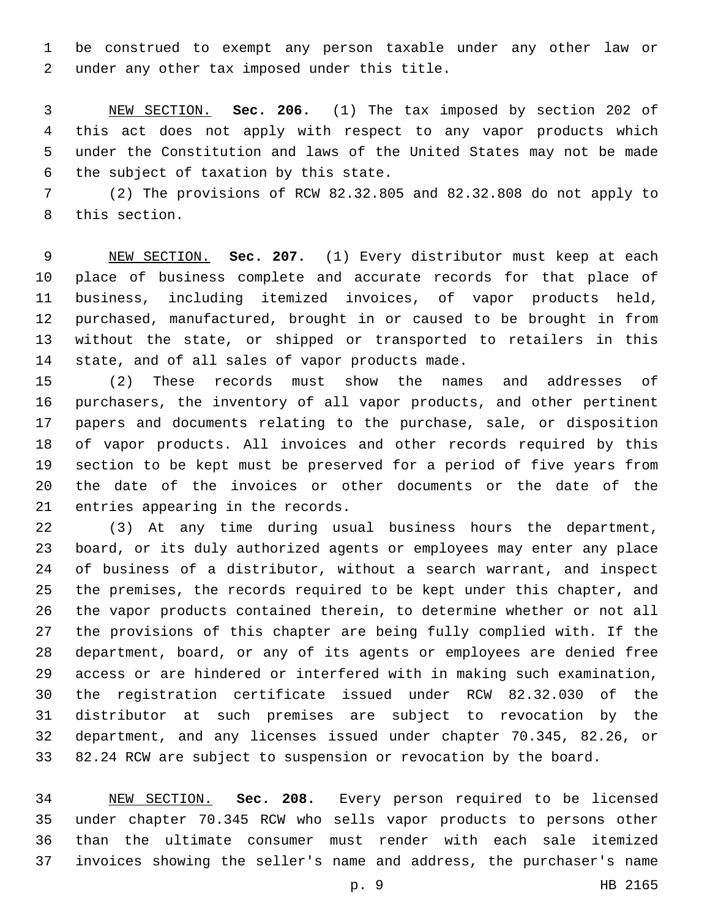be construed to exempt any person taxable under any other law or under any other tax imposed under this title.

<u>NEW SECTION.</u> **Sec. 206.** (1) The tax imposed by section 202 of this act does not apply with respect to any vapor products which under the Constitution and laws of the United States may not be made the subject of taxation by this state.

(2) The provisions of RCW 82.32.805 and 82.32.808 do not apply to this section.

<u>NEW SECTION.</u> **Sec. 207.** (1) Every distributor must keep at each place of business complete and accurate records for that place of business, including itemized invoices, of vapor products held, purchased, manufactured, brought in or caused to be brought in from without the state, or shipped or transported to retailers in this state, and of all sales of vapor products made.

(2) These records must show the names and addresses of purchasers, the inventory of all vapor products, and other pertinent papers and documents relating to the purchase, sale, or disposition of vapor products. All invoices and other records required by this section to be kept must be preserved for a period of five years from the date of the invoices or other documents or the date of the entries appearing in the records.

(3) At any time during usual business hours the department, board, or its duly authorized agents or employees may enter any place of business of a distributor, without a search warrant, and inspect the premises, the records required to be kept under this chapter, and the vapor products contained therein, to determine whether or not all the provisions of this chapter are being fully complied with. If the department, board, or any of its agents or employees are denied free access or are hindered or interfered with in making such examination, the registration certificate issued under RCW 82.32.030 of the distributor at such premises are subject to revocation by the department, and any licenses issued under chapter 70.345, 82.26, or 82.24 RCW are subject to suspension or revocation by the board.

<u>NEW SECTION.</u> **Sec. 208.** Every person required to be licensed under chapter 70.345 RCW who sells vapor products to persons other than the ultimate consumer must render with each sale itemized invoices showing the seller's name and address, the purchaser's name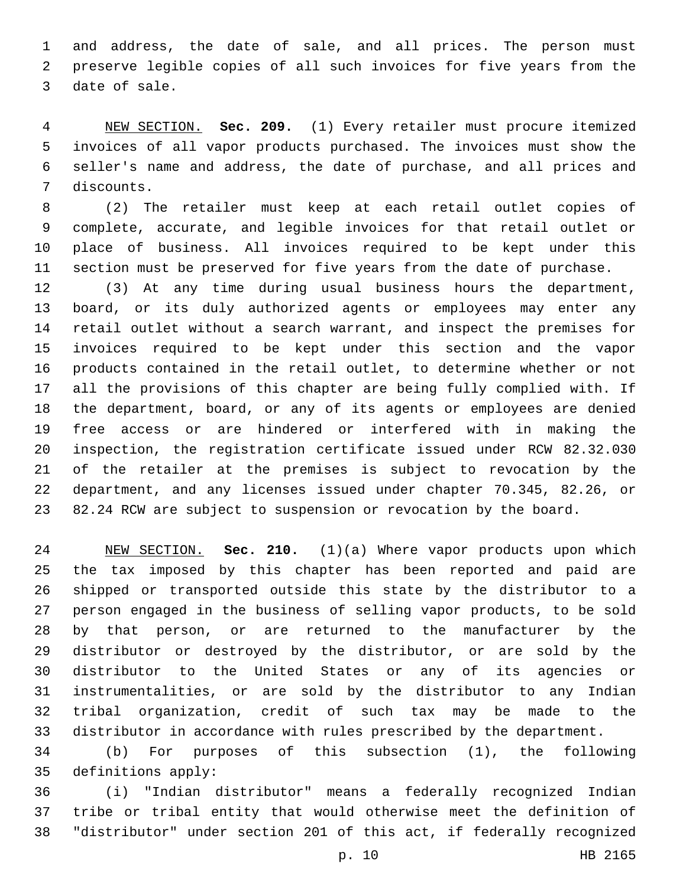and address, the date of sale, and all prices. The person must preserve legible copies of all such invoices for five years from the date of sale.

NEW SECTION. **Sec. 209.** (1) Every retailer must procure itemized invoices of all vapor products purchased. The invoices must show the seller's name and address, the date of purchase, and all prices and discounts.

(2) The retailer must keep at each retail outlet copies of complete, accurate, and legible invoices for that retail outlet or place of business. All invoices required to be kept under this section must be preserved for five years from the date of purchase.

(3) At any time during usual business hours the department, board, or its duly authorized agents or employees may enter any retail outlet without a search warrant, and inspect the premises for invoices required to be kept under this section and the vapor products contained in the retail outlet, to determine whether or not all the provisions of this chapter are being fully complied with. If the department, board, or any of its agents or employees are denied free access or are hindered or interfered with in making the inspection, the registration certificate issued under RCW 82.32.030 of the retailer at the premises is subject to revocation by the department, and any licenses issued under chapter 70.345, 82.26, or 82.24 RCW are subject to suspension or revocation by the board.

NEW SECTION. **Sec. 210.** (1)(a) Where vapor products upon which the tax imposed by this chapter has been reported and paid are shipped or transported outside this state by the distributor to a person engaged in the business of selling vapor products, to be sold by that person, or are returned to the manufacturer by the distributor or destroyed by the distributor, or are sold by the distributor to the United States or any of its agencies or instrumentalities, or are sold by the distributor to any Indian tribal organization, credit of such tax may be made to the distributor in accordance with rules prescribed by the department.

(b) For purposes of this subsection (1), the following definitions apply:

(i) "Indian distributor" means a federally recognized Indian tribe or tribal entity that would otherwise meet the definition of "distributor" under section 201 of this act, if federally recognized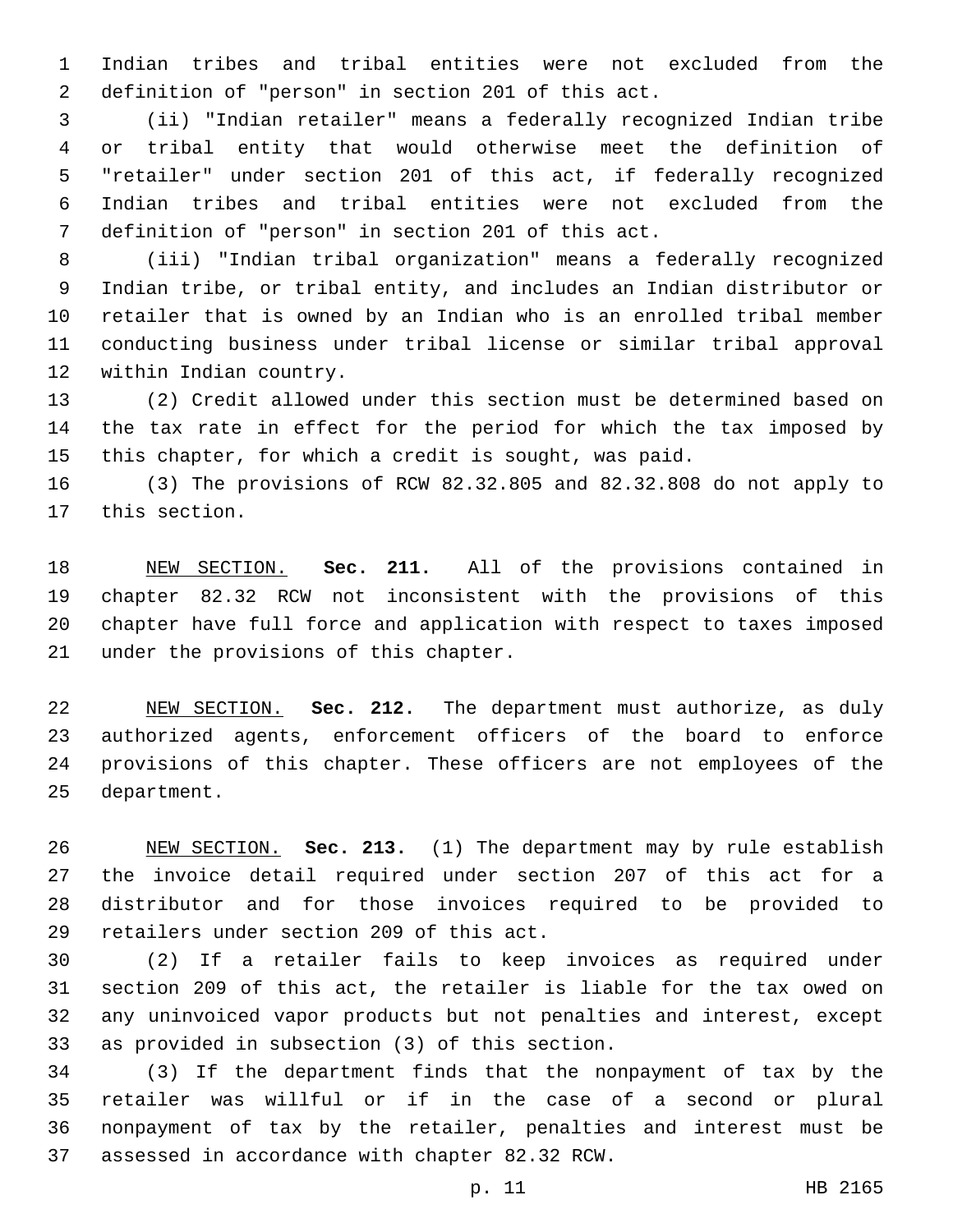Indian tribes and tribal entities were not excluded from the definition of "person" in section 201 of this act.

(ii) "Indian retailer" means a federally recognized Indian tribe or tribal entity that would otherwise meet the definition of "retailer" under section 201 of this act, if federally recognized Indian tribes and tribal entities were not excluded from the definition of "person" in section 201 of this act.

(iii) "Indian tribal organization" means a federally recognized Indian tribe, or tribal entity, and includes an Indian distributor or retailer that is owned by an Indian who is an enrolled tribal member conducting business under tribal license or similar tribal approval within Indian country.

(2) Credit allowed under this section must be determined based on the tax rate in effect for the period for which the tax imposed by this chapter, for which a credit is sought, was paid.

(3) The provisions of RCW 82.32.805 and 82.32.808 do not apply to this section.

NEW SECTION. **Sec. 211.** All of the provisions contained in chapter 82.32 RCW not inconsistent with the provisions of this chapter have full force and application with respect to taxes imposed under the provisions of this chapter.

NEW SECTION. **Sec. 212.** The department must authorize, as duly authorized agents, enforcement officers of the board to enforce provisions of this chapter. These officers are not employees of the department.

NEW SECTION. **Sec. 213.** (1) The department may by rule establish the invoice detail required under section 207 of this act for a distributor and for those invoices required to be provided to retailers under section 209 of this act.

(2) If a retailer fails to keep invoices as required under section 209 of this act, the retailer is liable for the tax owed on any uninvoiced vapor products but not penalties and interest, except as provided in subsection (3) of this section.

(3) If the department finds that the nonpayment of tax by the retailer was willful or if in the case of a second or plural nonpayment of tax by the retailer, penalties and interest must be assessed in accordance with chapter 82.32 RCW.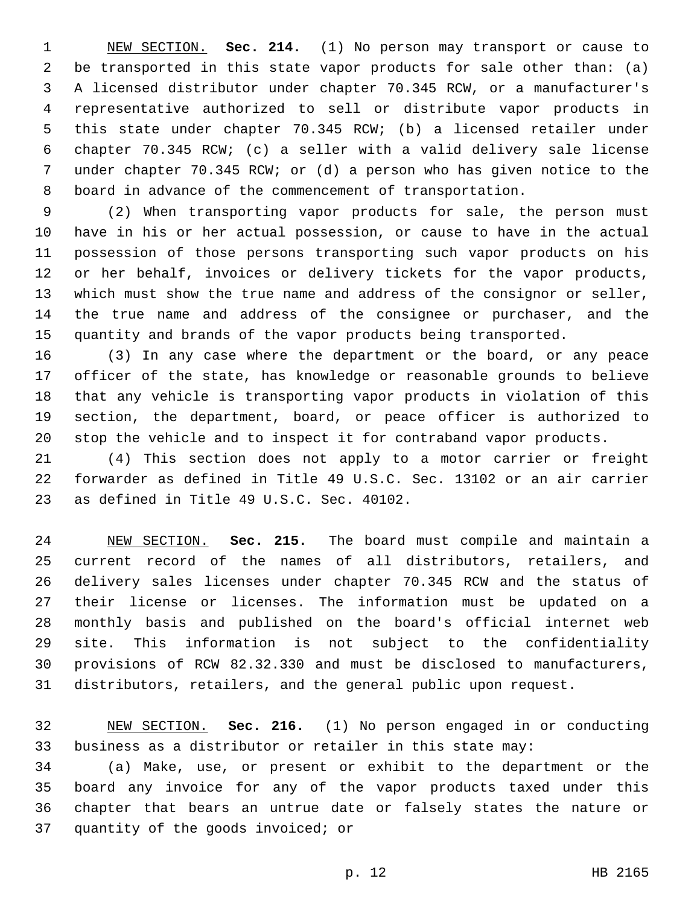NEW SECTION. **Sec. 214.** (1) No person may transport or cause to be transported in this state vapor products for sale other than: (a) A licensed distributor under chapter 70.345 RCW, or a manufacturer's representative authorized to sell or distribute vapor products in this state under chapter 70.345 RCW; (b) a licensed retailer under chapter 70.345 RCW; (c) a seller with a valid delivery sale license under chapter 70.345 RCW; or (d) a person who has given notice to the board in advance of the commencement of transportation.

(2) When transporting vapor products for sale, the person must have in his or her actual possession, or cause to have in the actual possession of those persons transporting such vapor products on his or her behalf, invoices or delivery tickets for the vapor products, which must show the true name and address of the consignor or seller, the true name and address of the consignee or purchaser, and the quantity and brands of the vapor products being transported.

(3) In any case where the department or the board, or any peace officer of the state, has knowledge or reasonable grounds to believe that any vehicle is transporting vapor products in violation of this section, the department, board, or peace officer is authorized to stop the vehicle and to inspect it for contraband vapor products.

(4) This section does not apply to a motor carrier or freight forwarder as defined in Title 49 U.S.C. Sec. 13102 or an air carrier as defined in Title 49 U.S.C. Sec. 40102.

NEW SECTION. **Sec. 215.** The board must compile and maintain a current record of the names of all distributors, retailers, and delivery sales licenses under chapter 70.345 RCW and the status of their license or licenses. The information must be updated on a monthly basis and published on the board's official internet web site. This information is not subject to the confidentiality provisions of RCW 82.32.330 and must be disclosed to manufacturers, distributors, retailers, and the general public upon request.

NEW SECTION. **Sec. 216.** (1) No person engaged in or conducting business as a distributor or retailer in this state may:

(a) Make, use, or present or exhibit to the department or the board any invoice for any of the vapor products taxed under this chapter that bears an untrue date or falsely states the nature or quantity of the goods invoiced; or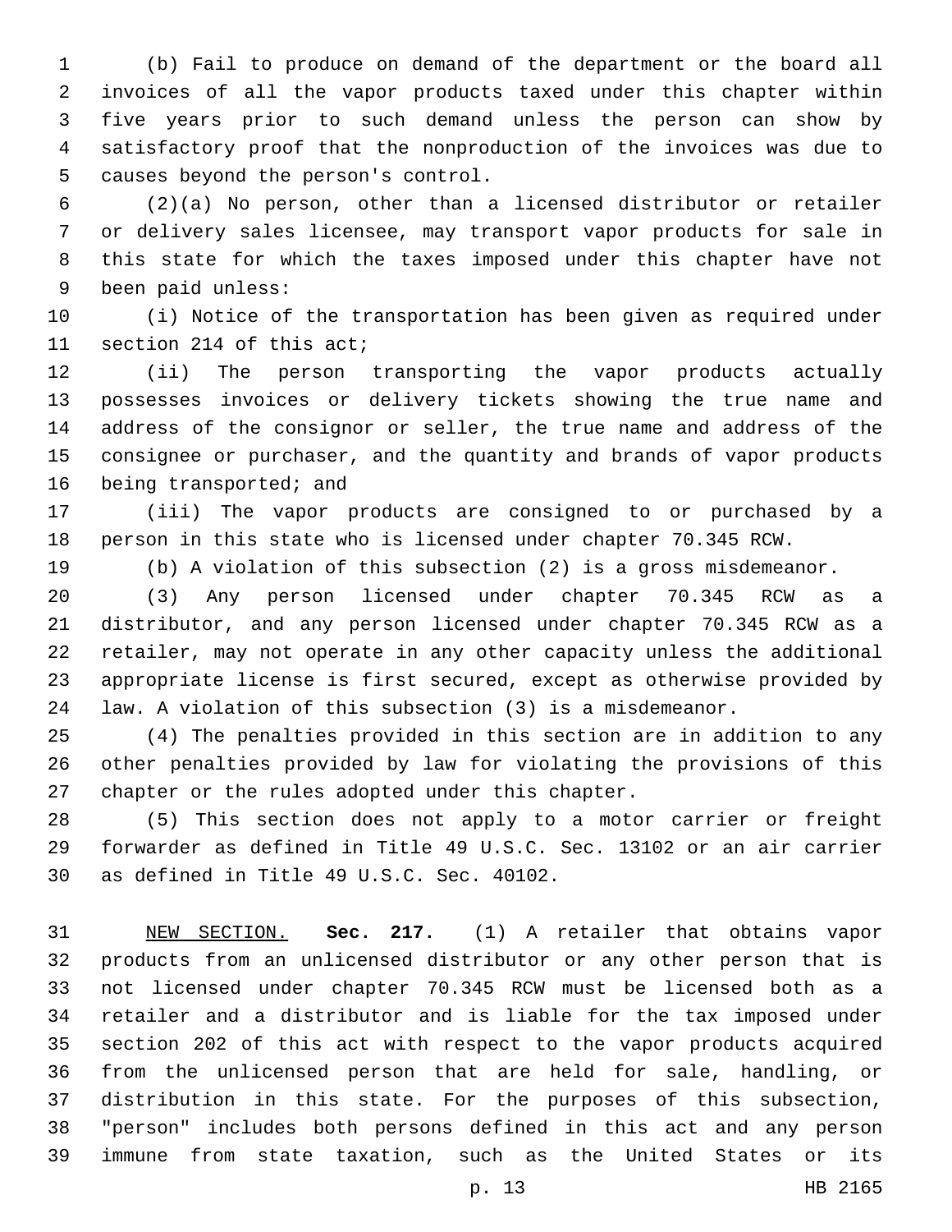(b) Fail to produce on demand of the department or the board all invoices of all the vapor products taxed under this chapter within five years prior to such demand unless the person can show by satisfactory proof that the nonproduction of the invoices was due to causes beyond the person's control.

(2)(a) No person, other than a licensed distributor or retailer or delivery sales licensee, may transport vapor products for sale in this state for which the taxes imposed under this chapter have not been paid unless:

(i) Notice of the transportation has been given as required under section 214 of this act;

(ii) The person transporting the vapor products actually possesses invoices or delivery tickets showing the true name and address of the consignor or seller, the true name and address of the consignee or purchaser, and the quantity and brands of vapor products being transported; and

(iii) The vapor products are consigned to or purchased by a person in this state who is licensed under chapter 70.345 RCW.

(b) A violation of this subsection (2) is a gross misdemeanor.

(3) Any person licensed under chapter 70.345 RCW as a distributor, and any person licensed under chapter 70.345 RCW as a retailer, may not operate in any other capacity unless the additional appropriate license is first secured, except as otherwise provided by law. A violation of this subsection (3) is a misdemeanor.

(4) The penalties provided in this section are in addition to any other penalties provided by law for violating the provisions of this chapter or the rules adopted under this chapter.

(5) This section does not apply to a motor carrier or freight forwarder as defined in Title 49 U.S.C. Sec. 13102 or an air carrier as defined in Title 49 U.S.C. Sec. 40102.

NEW SECTION. **Sec. 217.** (1) A retailer that obtains vapor products from an unlicensed distributor or any other person that is not licensed under chapter 70.345 RCW must be licensed both as a retailer and a distributor and is liable for the tax imposed under section 202 of this act with respect to the vapor products acquired from the unlicensed person that are held for sale, handling, or distribution in this state. For the purposes of this subsection, "person" includes both persons defined in this act and any person immune from state taxation, such as the United States or its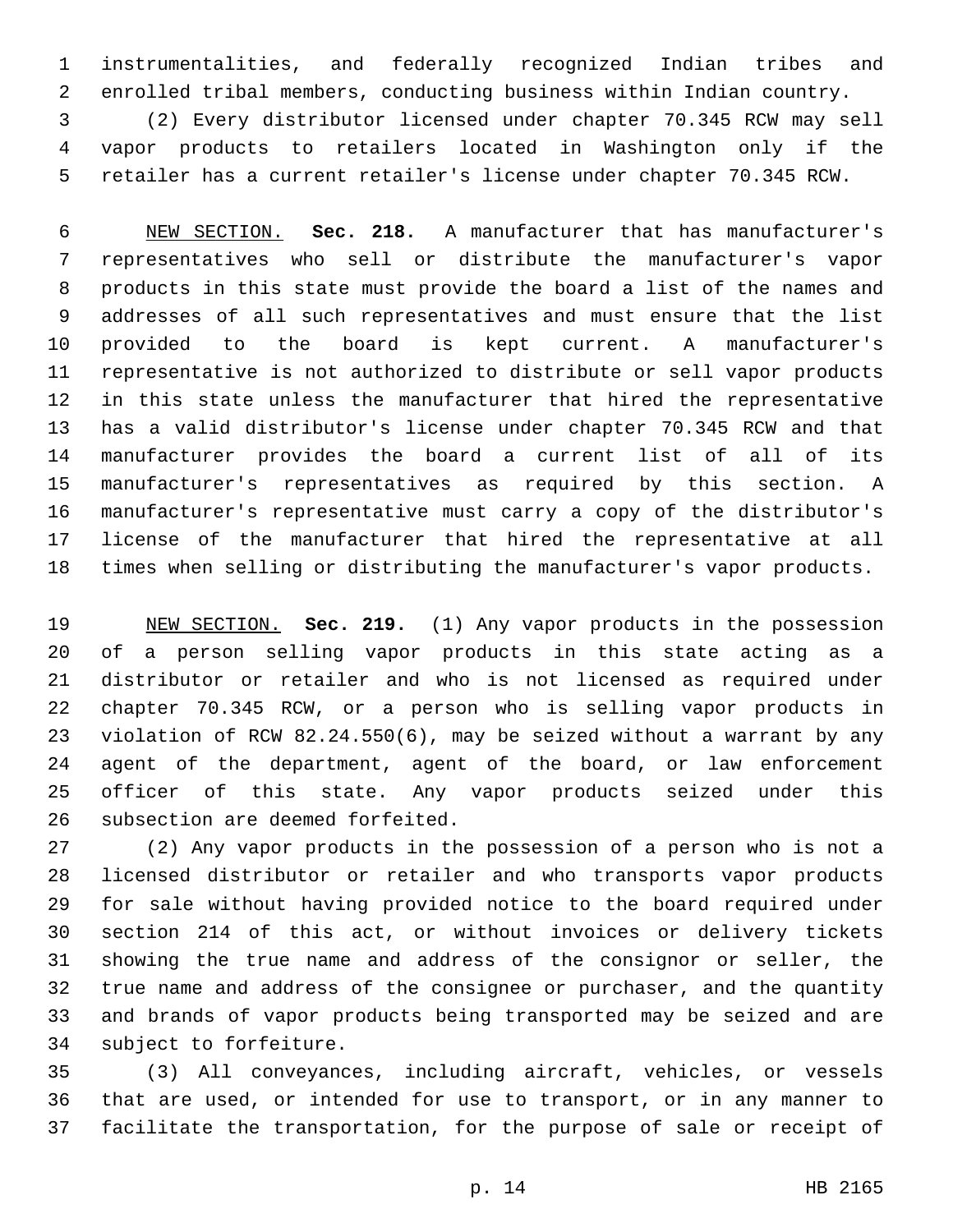instrumentalities, and federally recognized Indian tribes and enrolled tribal members, conducting business within Indian country.

(2) Every distributor licensed under chapter 70.345 RCW may sell vapor products to retailers located in Washington only if the retailer has a current retailer's license under chapter 70.345 RCW.

NEW SECTION. **Sec. 218.** A manufacturer that has manufacturer's representatives who sell or distribute the manufacturer's vapor products in this state must provide the board a list of the names and addresses of all such representatives and must ensure that the list provided to the board is kept current. A manufacturer's representative is not authorized to distribute or sell vapor products in this state unless the manufacturer that hired the representative has a valid distributor's license under chapter 70.345 RCW and that manufacturer provides the board a current list of all of its manufacturer's representatives as required by this section. A manufacturer's representative must carry a copy of the distributor's license of the manufacturer that hired the representative at all times when selling or distributing the manufacturer's vapor products.

NEW SECTION. **Sec. 219.** (1) Any vapor products in the possession of a person selling vapor products in this state acting as a distributor or retailer and who is not licensed as required under chapter 70.345 RCW, or a person who is selling vapor products in violation of RCW 82.24.550(6), may be seized without a warrant by any agent of the department, agent of the board, or law enforcement officer of this state. Any vapor products seized under this subsection are deemed forfeited.

(2) Any vapor products in the possession of a person who is not a licensed distributor or retailer and who transports vapor products for sale without having provided notice to the board required under section 214 of this act, or without invoices or delivery tickets showing the true name and address of the consignor or seller, the true name and address of the consignee or purchaser, and the quantity and brands of vapor products being transported may be seized and are subject to forfeiture.

(3) All conveyances, including aircraft, vehicles, or vessels that are used, or intended for use to transport, or in any manner to facilitate the transportation, for the purpose of sale or receipt of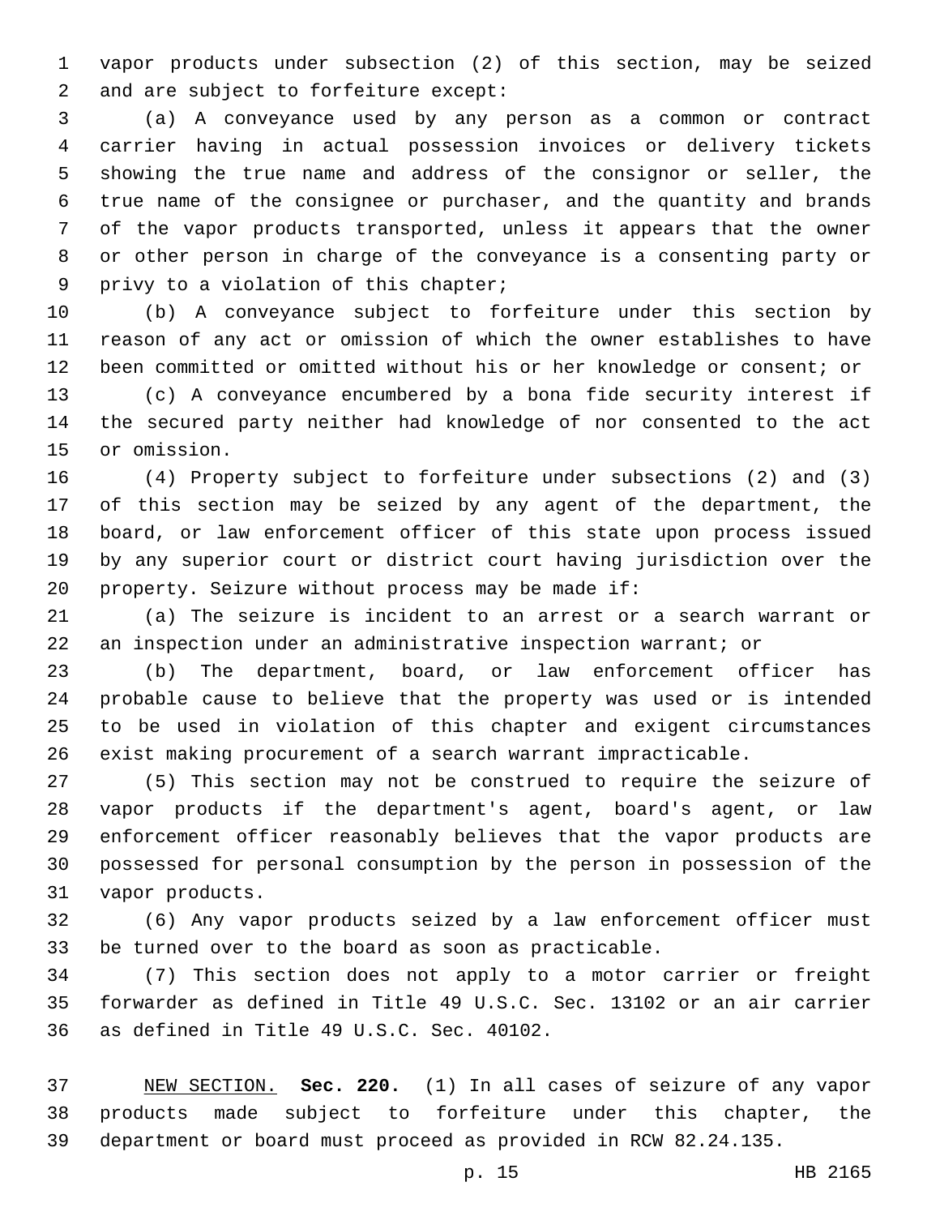vapor products under subsection (2) of this section, may be seized and are subject to forfeiture except:

(a) A conveyance used by any person as a common or contract carrier having in actual possession invoices or delivery tickets showing the true name and address of the consignor or seller, the true name of the consignee or purchaser, and the quantity and brands of the vapor products transported, unless it appears that the owner or other person in charge of the conveyance is a consenting party or privy to a violation of this chapter;

(b) A conveyance subject to forfeiture under this section by reason of any act or omission of which the owner establishes to have been committed or omitted without his or her knowledge or consent; or

(c) A conveyance encumbered by a bona fide security interest if the secured party neither had knowledge of nor consented to the act or omission.

(4) Property subject to forfeiture under subsections (2) and (3) of this section may be seized by any agent of the department, the board, or law enforcement officer of this state upon process issued by any superior court or district court having jurisdiction over the property. Seizure without process may be made if:

(a) The seizure is incident to an arrest or a search warrant or an inspection under an administrative inspection warrant; or

(b) The department, board, or law enforcement officer has probable cause to believe that the property was used or is intended to be used in violation of this chapter and exigent circumstances exist making procurement of a search warrant impracticable.

(5) This section may not be construed to require the seizure of vapor products if the department's agent, board's agent, or law enforcement officer reasonably believes that the vapor products are possessed for personal consumption by the person in possession of the vapor products.

(6) Any vapor products seized by a law enforcement officer must be turned over to the board as soon as practicable.

(7) This section does not apply to a motor carrier or freight forwarder as defined in Title 49 U.S.C. Sec. 13102 or an air carrier as defined in Title 49 U.S.C. Sec. 40102.

NEW SECTION. **Sec. 220.** (1) In all cases of seizure of any vapor products made subject to forfeiture under this chapter, the department or board must proceed as provided in RCW 82.24.135.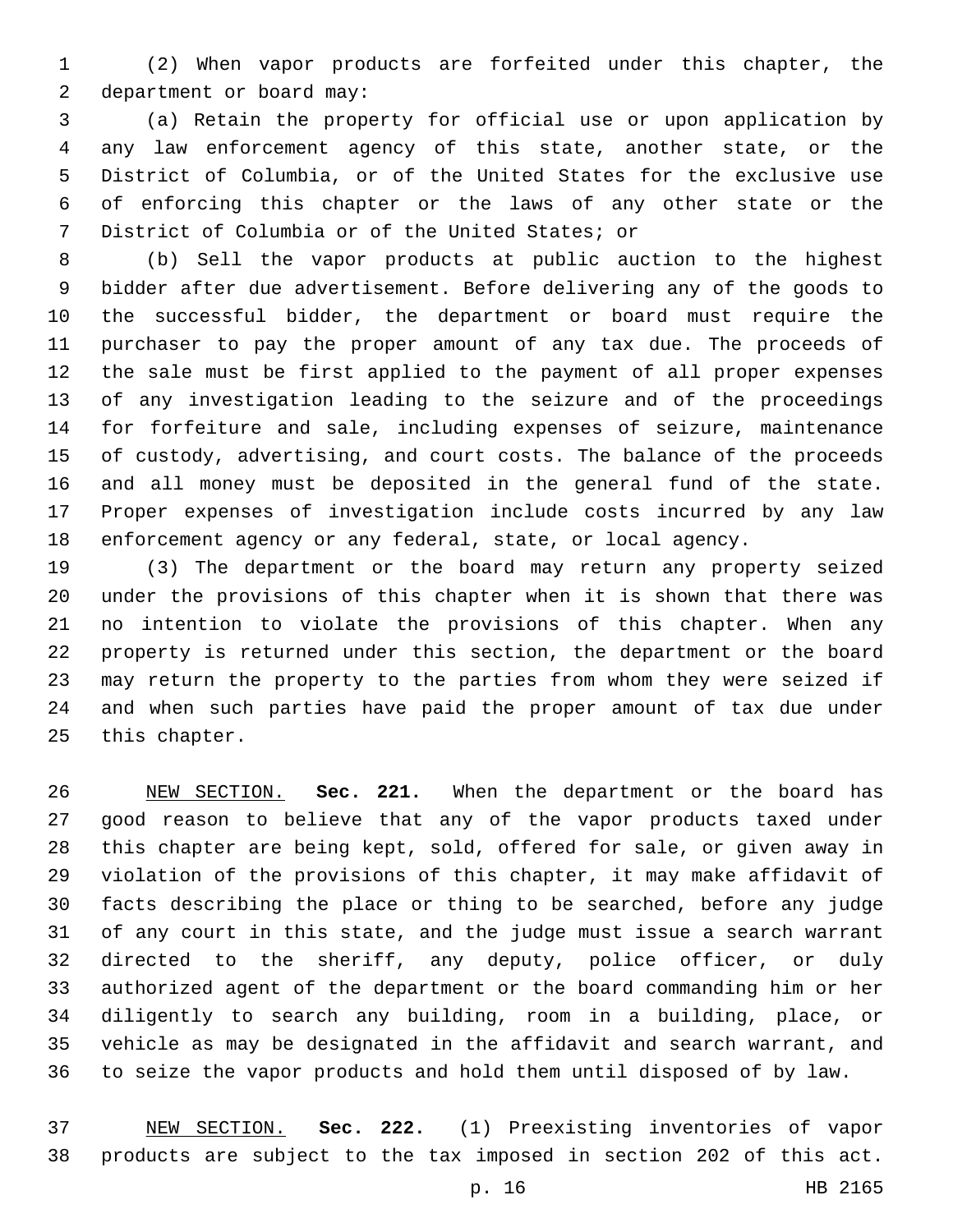(2) When vapor products are forfeited under this chapter, the department or board may:

(a) Retain the property for official use or upon application by any law enforcement agency of this state, another state, or the District of Columbia, or of the United States for the exclusive use of enforcing this chapter or the laws of any other state or the District of Columbia or of the United States; or

(b) Sell the vapor products at public auction to the highest bidder after due advertisement. Before delivering any of the goods to the successful bidder, the department or board must require the purchaser to pay the proper amount of any tax due. The proceeds of the sale must be first applied to the payment of all proper expenses of any investigation leading to the seizure and of the proceedings for forfeiture and sale, including expenses of seizure, maintenance of custody, advertising, and court costs. The balance of the proceeds and all money must be deposited in the general fund of the state. Proper expenses of investigation include costs incurred by any law enforcement agency or any federal, state, or local agency.

(3) The department or the board may return any property seized under the provisions of this chapter when it is shown that there was no intention to violate the provisions of this chapter. When any property is returned under this section, the department or the board may return the property to the parties from whom they were seized if and when such parties have paid the proper amount of tax due under this chapter.

NEW SECTION. **Sec. 221.** When the department or the board has good reason to believe that any of the vapor products taxed under this chapter are being kept, sold, offered for sale, or given away in violation of the provisions of this chapter, it may make affidavit of facts describing the place or thing to be searched, before any judge of any court in this state, and the judge must issue a search warrant directed to the sheriff, any deputy, police officer, or duly authorized agent of the department or the board commanding him or her diligently to search any building, room in a building, place, or vehicle as may be designated in the affidavit and search warrant, and to seize the vapor products and hold them until disposed of by law.

NEW SECTION. **Sec. 222.** (1) Preexisting inventories of vapor products are subject to the tax imposed in section 202 of this act.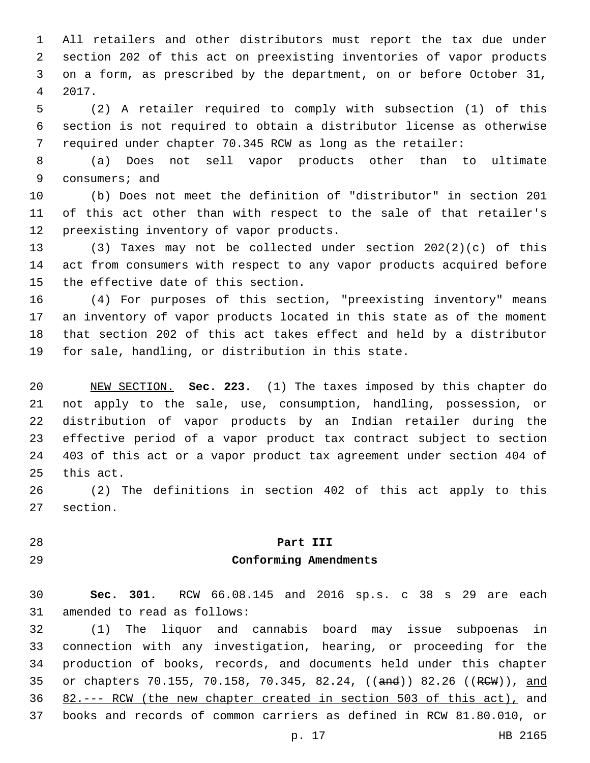All retailers and other distributors must report the tax due under section 202 of this act on preexisting inventories of vapor products on a form, as prescribed by the department, on or before October 31, 2017.

(2) A retailer required to comply with subsection (1) of this section is not required to obtain a distributor license as otherwise required under chapter 70.345 RCW as long as the retailer:

(a) Does not sell vapor products other than to ultimate consumers; and

(b) Does not meet the definition of "distributor" in section 201 of this act other than with respect to the sale of that retailer's preexisting inventory of vapor products.

(3) Taxes may not be collected under section 202(2)(c) of this act from consumers with respect to any vapor products acquired before the effective date of this section.

(4) For purposes of this section, "preexisting inventory" means an inventory of vapor products located in this state as of the moment that section 202 of this act takes effect and held by a distributor for sale, handling, or distribution in this state.

NEW SECTION. **Sec. 223.** (1) The taxes imposed by this chapter do not apply to the sale, use, consumption, handling, possession, or distribution of vapor products by an Indian retailer during the effective period of a vapor product tax contract subject to section 403 of this act or a vapor product tax agreement under section 404 of this act.

(2) The definitions in section 402 of this act apply to this section.

## Part III
## Conforming Amendments

**Sec. 301.** RCW 66.08.145 and 2016 sp.s. c 38 s 29 are each amended to read as follows:

(1) The liquor and cannabis board may issue subpoenas in connection with any investigation, hearing, or proceeding for the production of books, records, and documents held under this chapter or chapters 70.155, 70.158, 70.345, 82.24, ((~~and~~)) 82.26 ((~~RCW~~)), and 82.--- RCW (the new chapter created in section 503 of this act), and books and records of common carriers as defined in RCW 81.80.010, or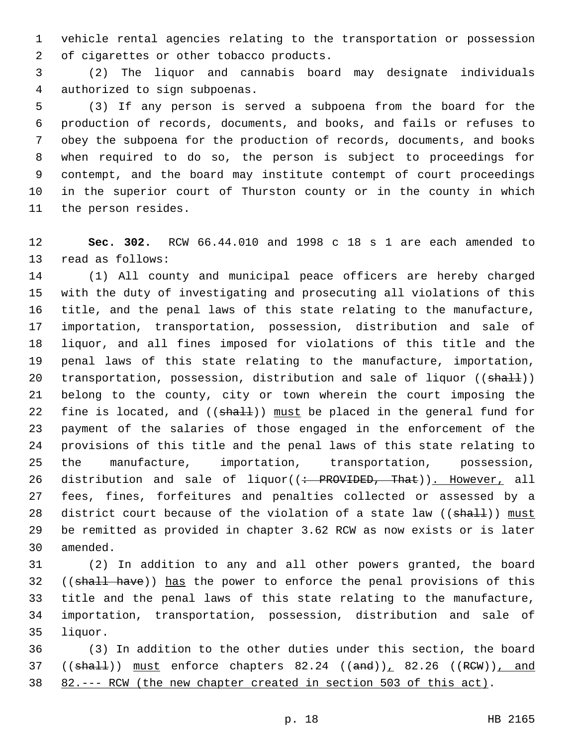vehicle rental agencies relating to the transportation or possession of cigarettes or other tobacco products.

(2) The liquor and cannabis board may designate individuals authorized to sign subpoenas.

(3) If any person is served a subpoena from the board for the production of records, documents, and books, and fails or refuses to obey the subpoena for the production of records, documents, and books when required to do so, the person is subject to proceedings for contempt, and the board may institute contempt of court proceedings in the superior court of Thurston county or in the county in which the person resides.

**Sec. 302.** RCW 66.44.010 and 1998 c 18 s 1 are each amended to read as follows:

(1) All county and municipal peace officers are hereby charged with the duty of investigating and prosecuting all violations of this title, and the penal laws of this state relating to the manufacture, importation, transportation, possession, distribution and sale of liquor, and all fines imposed for violations of this title and the penal laws of this state relating to the manufacture, importation, transportation, possession, distribution and sale of liquor ((~~shall~~)) belong to the county, city or town wherein the court imposing the fine is located, and ((~~shall~~)) <u>must</u> be placed in the general fund for payment of the salaries of those engaged in the enforcement of the provisions of this title and the penal laws of this state relating to the manufacture, importation, transportation, possession, distribution and sale of liquor((~~: PROVIDED, That~~))<u>. However,</u> all fees, fines, forfeitures and penalties collected or assessed by a district court because of the violation of a state law ((~~shall~~)) <u>must</u> be remitted as provided in chapter 3.62 RCW as now exists or is later amended.

(2) In addition to any and all other powers granted, the board ((~~shall have~~)) <u>has</u> the power to enforce the penal provisions of this title and the penal laws of this state relating to the manufacture, importation, transportation, possession, distribution and sale of liquor.

(3) In addition to the other duties under this section, the board ((~~shall~~)) <u>must</u> enforce chapters 82.24 ((~~and~~))<u>,</u> 82.26 ((~~RCW~~))<u>, and 82.--- RCW (the new chapter created in section 503 of this act)</u>.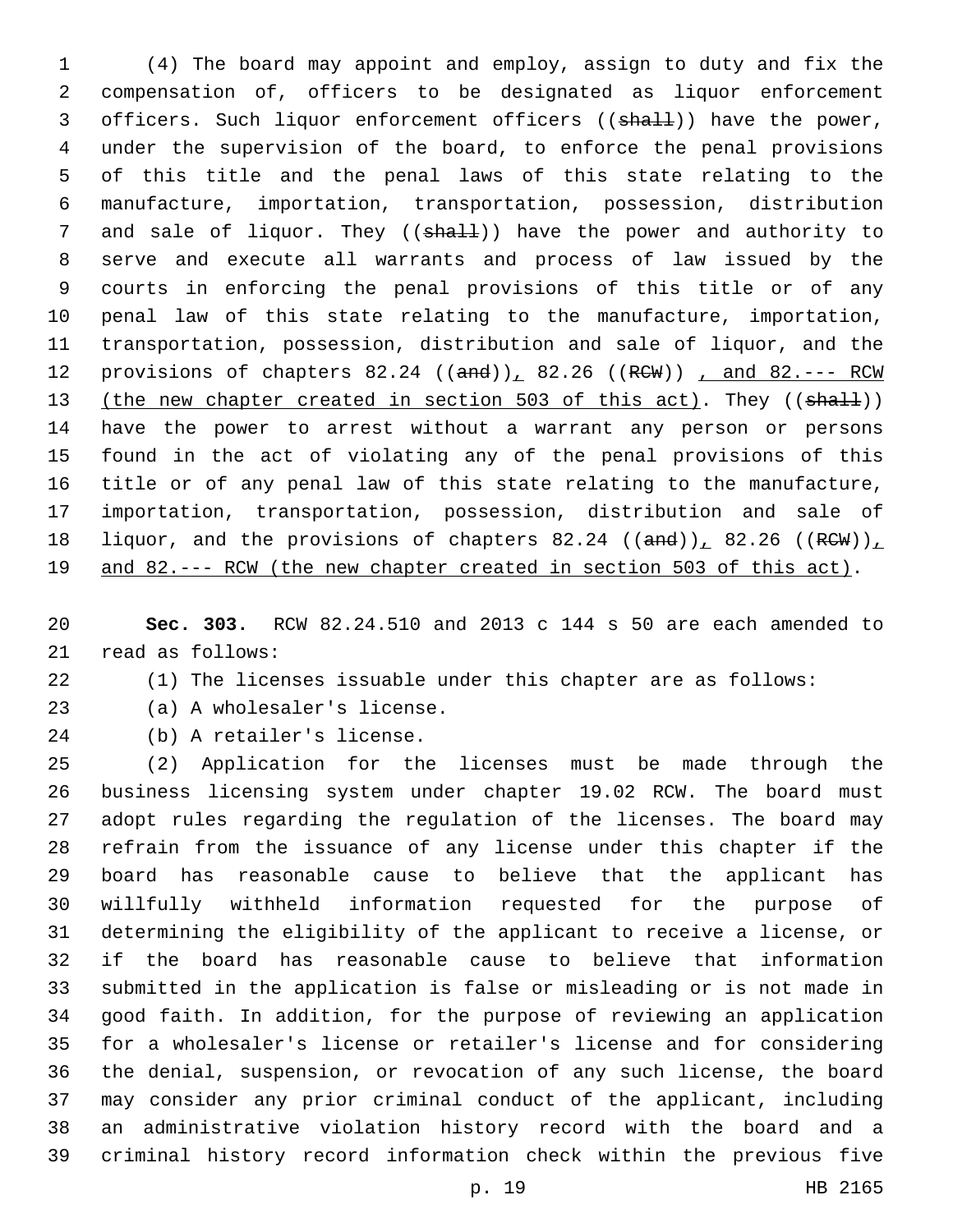(4) The board may appoint and employ, assign to duty and fix the compensation of, officers to be designated as liquor enforcement officers. Such liquor enforcement officers ((~~shall~~)) have the power, under the supervision of the board, to enforce the penal provisions of this title and the penal laws of this state relating to the manufacture, importation, transportation, possession, distribution and sale of liquor. They ((~~shall~~)) have the power and authority to serve and execute all warrants and process of law issued by the courts in enforcing the penal provisions of this title or of any penal law of this state relating to the manufacture, importation, transportation, possession, distribution and sale of liquor, and the provisions of chapters 82.24 ((~~and~~))<u>,</u> 82.26 ((~~RCW~~)) <u>, and 82.--- RCW (the new chapter created in section 503 of this act)</u>. They ((~~shall~~)) have the power to arrest without a warrant any person or persons found in the act of violating any of the penal provisions of this title or of any penal law of this state relating to the manufacture, importation, transportation, possession, distribution and sale of liquor, and the provisions of chapters 82.24 ((~~and~~))<u>,</u> 82.26 ((~~RCW~~))<u>, and 82.--- RCW (the new chapter created in section 503 of this act)</u>.

**Sec. 303.** RCW 82.24.510 and 2013 c 144 s 50 are each amended to read as follows:

(1) The licenses issuable under this chapter are as follows:

(a) A wholesaler's license.

(b) A retailer's license.

(2) Application for the licenses must be made through the business licensing system under chapter 19.02 RCW. The board must adopt rules regarding the regulation of the licenses. The board may refrain from the issuance of any license under this chapter if the board has reasonable cause to believe that the applicant has willfully withheld information requested for the purpose of determining the eligibility of the applicant to receive a license, or if the board has reasonable cause to believe that information submitted in the application is false or misleading or is not made in good faith. In addition, for the purpose of reviewing an application for a wholesaler's license or retailer's license and for considering the denial, suspension, or revocation of any such license, the board may consider any prior criminal conduct of the applicant, including an administrative violation history record with the board and a criminal history record information check within the previous five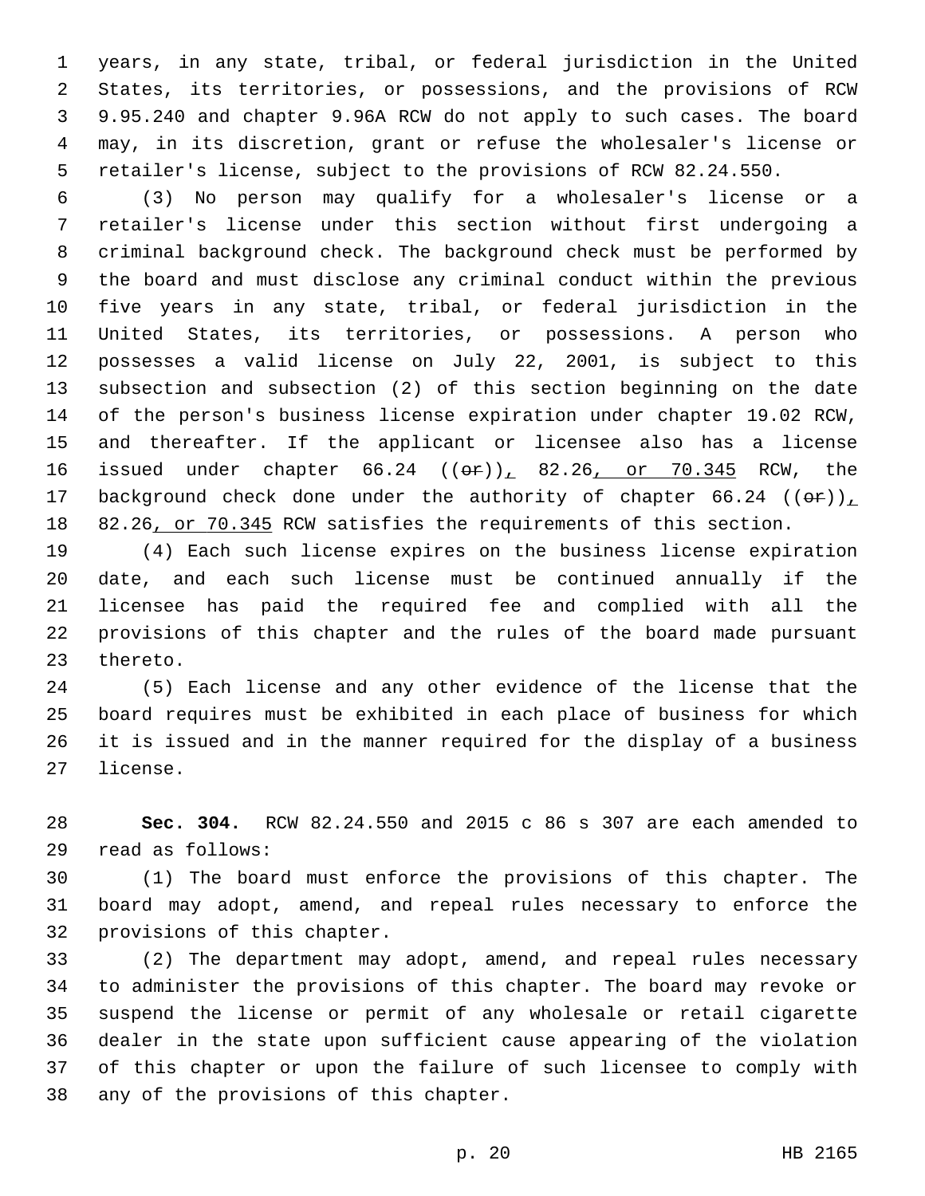years, in any state, tribal, or federal jurisdiction in the United States, its territories, or possessions, and the provisions of RCW 9.95.240 and chapter 9.96A RCW do not apply to such cases. The board may, in its discretion, grant or refuse the wholesaler's license or retailer's license, subject to the provisions of RCW 82.24.550.

(3) No person may qualify for a wholesaler's license or a retailer's license under this section without first undergoing a criminal background check. The background check must be performed by the board and must disclose any criminal conduct within the previous five years in any state, tribal, or federal jurisdiction in the United States, its territories, or possessions. A person who possesses a valid license on July 22, 2001, is subject to this subsection and subsection (2) of this section beginning on the date of the person's business license expiration under chapter 19.02 RCW, and thereafter. If the applicant or licensee also has a license issued under chapter 66.24 ((~~or~~)), 82.26, or 70.345 RCW, the background check done under the authority of chapter 66.24 ((~~or~~)), 82.26, or 70.345 RCW satisfies the requirements of this section.

(4) Each such license expires on the business license expiration date, and each such license must be continued annually if the licensee has paid the required fee and complied with all the provisions of this chapter and the rules of the board made pursuant thereto.

(5) Each license and any other evidence of the license that the board requires must be exhibited in each place of business for which it is issued and in the manner required for the display of a business license.

**Sec. 304.** RCW 82.24.550 and 2015 c 86 s 307 are each amended to read as follows:

(1) The board must enforce the provisions of this chapter. The board may adopt, amend, and repeal rules necessary to enforce the provisions of this chapter.

(2) The department may adopt, amend, and repeal rules necessary to administer the provisions of this chapter. The board may revoke or suspend the license or permit of any wholesale or retail cigarette dealer in the state upon sufficient cause appearing of the violation of this chapter or upon the failure of such licensee to comply with any of the provisions of this chapter.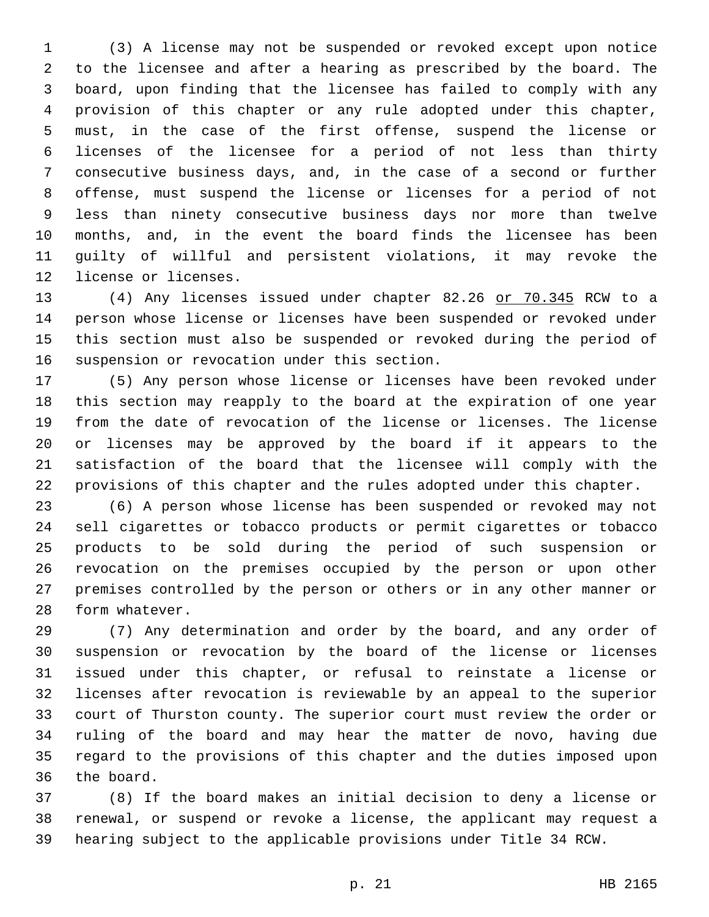(3) A license may not be suspended or revoked except upon notice to the licensee and after a hearing as prescribed by the board. The board, upon finding that the licensee has failed to comply with any provision of this chapter or any rule adopted under this chapter, must, in the case of the first offense, suspend the license or licenses of the licensee for a period of not less than thirty consecutive business days, and, in the case of a second or further offense, must suspend the license or licenses for a period of not less than ninety consecutive business days nor more than twelve months, and, in the event the board finds the licensee has been guilty of willful and persistent violations, it may revoke the license or licenses.

(4) Any licenses issued under chapter 82.26 <u>or 70.345</u> RCW to a person whose license or licenses have been suspended or revoked under this section must also be suspended or revoked during the period of suspension or revocation under this section.

(5) Any person whose license or licenses have been revoked under this section may reapply to the board at the expiration of one year from the date of revocation of the license or licenses. The license or licenses may be approved by the board if it appears to the satisfaction of the board that the licensee will comply with the provisions of this chapter and the rules adopted under this chapter.

(6) A person whose license has been suspended or revoked may not sell cigarettes or tobacco products or permit cigarettes or tobacco products to be sold during the period of such suspension or revocation on the premises occupied by the person or upon other premises controlled by the person or others or in any other manner or form whatever.

(7) Any determination and order by the board, and any order of suspension or revocation by the board of the license or licenses issued under this chapter, or refusal to reinstate a license or licenses after revocation is reviewable by an appeal to the superior court of Thurston county. The superior court must review the order or ruling of the board and may hear the matter de novo, having due regard to the provisions of this chapter and the duties imposed upon the board.

(8) If the board makes an initial decision to deny a license or renewal, or suspend or revoke a license, the applicant may request a hearing subject to the applicable provisions under Title 34 RCW.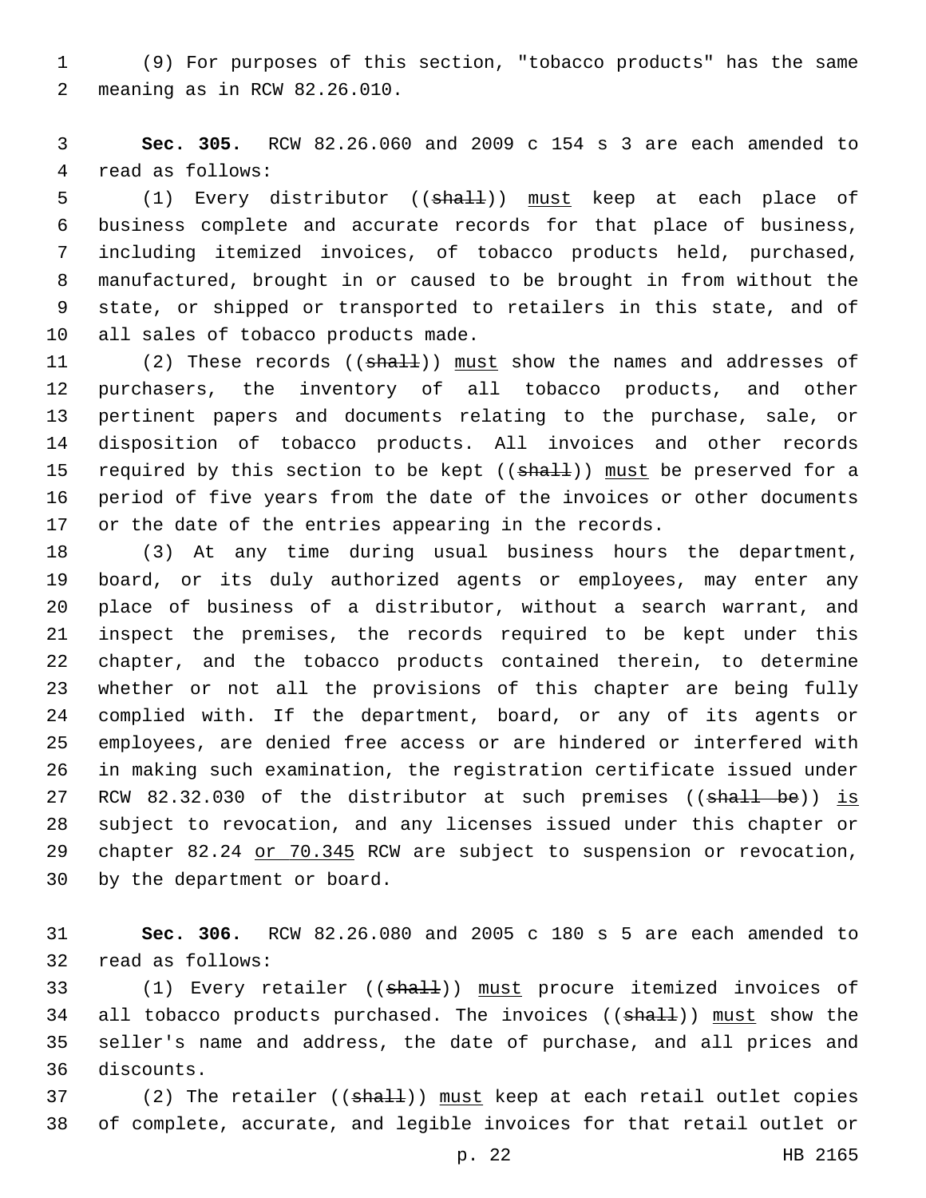(9) For purposes of this section, "tobacco products" has the same meaning as in RCW 82.26.010.

**Sec. 305.** RCW 82.26.060 and 2009 c 154 s 3 are each amended to read as follows:

(1) Every distributor ((~~shall~~)) <u>must</u> keep at each place of business complete and accurate records for that place of business, including itemized invoices, of tobacco products held, purchased, manufactured, brought in or caused to be brought in from without the state, or shipped or transported to retailers in this state, and of all sales of tobacco products made.

(2) These records ((~~shall~~)) <u>must</u> show the names and addresses of purchasers, the inventory of all tobacco products, and other pertinent papers and documents relating to the purchase, sale, or disposition of tobacco products. All invoices and other records required by this section to be kept ((~~shall~~)) <u>must</u> be preserved for a period of five years from the date of the invoices or other documents or the date of the entries appearing in the records.

(3) At any time during usual business hours the department, board, or its duly authorized agents or employees, may enter any place of business of a distributor, without a search warrant, and inspect the premises, the records required to be kept under this chapter, and the tobacco products contained therein, to determine whether or not all the provisions of this chapter are being fully complied with. If the department, board, or any of its agents or employees, are denied free access or are hindered or interfered with in making such examination, the registration certificate issued under RCW 82.32.030 of the distributor at such premises ((~~shall be~~)) <u>is</u> subject to revocation, and any licenses issued under this chapter or chapter 82.24 <u>or 70.345</u> RCW are subject to suspension or revocation, by the department or board.

**Sec. 306.** RCW 82.26.080 and 2005 c 180 s 5 are each amended to read as follows:

(1) Every retailer ((~~shall~~)) <u>must</u> procure itemized invoices of all tobacco products purchased. The invoices ((~~shall~~)) <u>must</u> show the seller's name and address, the date of purchase, and all prices and discounts.

(2) The retailer ((~~shall~~)) <u>must</u> keep at each retail outlet copies of complete, accurate, and legible invoices for that retail outlet or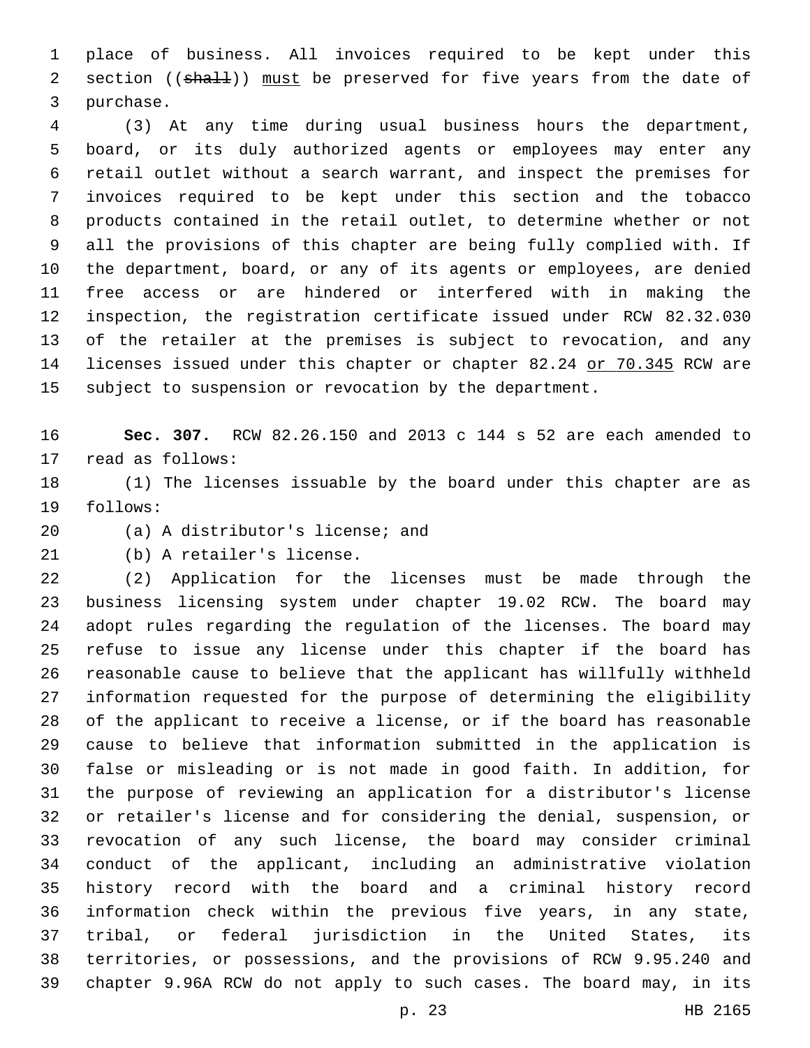place of business. All invoices required to be kept under this section ((~~shall~~)) <u>must</u> be preserved for five years from the date of purchase.

(3) At any time during usual business hours the department, board, or its duly authorized agents or employees may enter any retail outlet without a search warrant, and inspect the premises for invoices required to be kept under this section and the tobacco products contained in the retail outlet, to determine whether or not all the provisions of this chapter are being fully complied with. If the department, board, or any of its agents or employees, are denied free access or are hindered or interfered with in making the inspection, the registration certificate issued under RCW 82.32.030 of the retailer at the premises is subject to revocation, and any licenses issued under this chapter or chapter 82.24 <u>or 70.345</u> RCW are subject to suspension or revocation by the department.

**Sec. 307.** RCW 82.26.150 and 2013 c 144 s 52 are each amended to read as follows:

(1) The licenses issuable by the board under this chapter are as follows:

(a) A distributor's license; and

(b) A retailer's license.

(2) Application for the licenses must be made through the business licensing system under chapter 19.02 RCW. The board may adopt rules regarding the regulation of the licenses. The board may refuse to issue any license under this chapter if the board has reasonable cause to believe that the applicant has willfully withheld information requested for the purpose of determining the eligibility of the applicant to receive a license, or if the board has reasonable cause to believe that information submitted in the application is false or misleading or is not made in good faith. In addition, for the purpose of reviewing an application for a distributor's license or retailer's license and for considering the denial, suspension, or revocation of any such license, the board may consider criminal conduct of the applicant, including an administrative violation history record with the board and a criminal history record information check within the previous five years, in any state, tribal, or federal jurisdiction in the United States, its territories, or possessions, and the provisions of RCW 9.95.240 and chapter 9.96A RCW do not apply to such cases. The board may, in its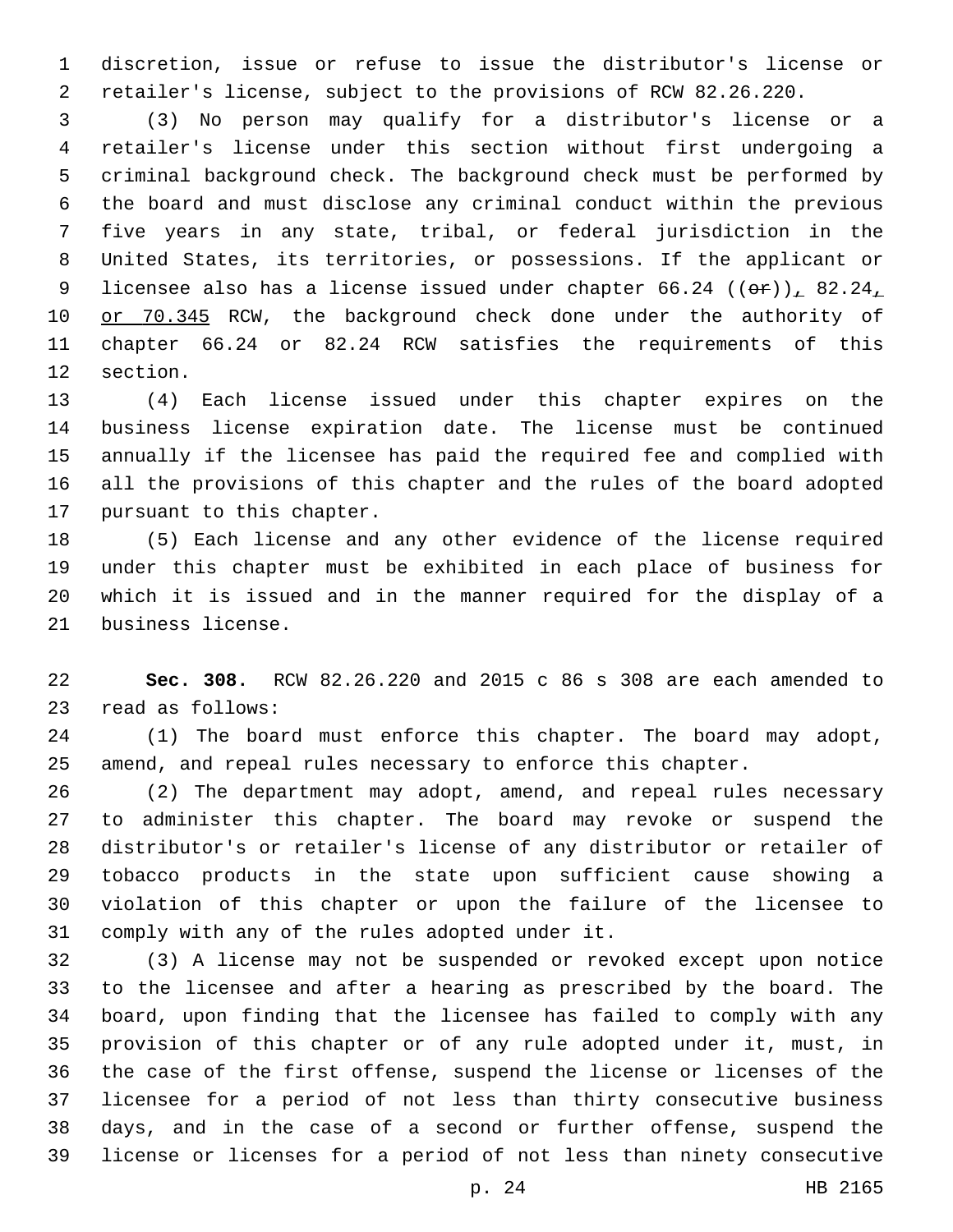discretion, issue or refuse to issue the distributor's license or retailer's license, subject to the provisions of RCW 82.26.220.

(3) No person may qualify for a distributor's license or a retailer's license under this section without first undergoing a criminal background check. The background check must be performed by the board and must disclose any criminal conduct within the previous five years in any state, tribal, or federal jurisdiction in the United States, its territories, or possessions. If the applicant or licensee also has a license issued under chapter 66.24 ((~~or~~)), 82.24, or 70.345 RCW, the background check done under the authority of chapter 66.24 or 82.24 RCW satisfies the requirements of this section.

(4) Each license issued under this chapter expires on the business license expiration date. The license must be continued annually if the licensee has paid the required fee and complied with all the provisions of this chapter and the rules of the board adopted pursuant to this chapter.

(5) Each license and any other evidence of the license required under this chapter must be exhibited in each place of business for which it is issued and in the manner required for the display of a business license.

**Sec. 308.** RCW 82.26.220 and 2015 c 86 s 308 are each amended to read as follows:

(1) The board must enforce this chapter. The board may adopt, amend, and repeal rules necessary to enforce this chapter.

(2) The department may adopt, amend, and repeal rules necessary to administer this chapter. The board may revoke or suspend the distributor's or retailer's license of any distributor or retailer of tobacco products in the state upon sufficient cause showing a violation of this chapter or upon the failure of the licensee to comply with any of the rules adopted under it.

(3) A license may not be suspended or revoked except upon notice to the licensee and after a hearing as prescribed by the board. The board, upon finding that the licensee has failed to comply with any provision of this chapter or of any rule adopted under it, must, in the case of the first offense, suspend the license or licenses of the licensee for a period of not less than thirty consecutive business days, and in the case of a second or further offense, suspend the license or licenses for a period of not less than ninety consecutive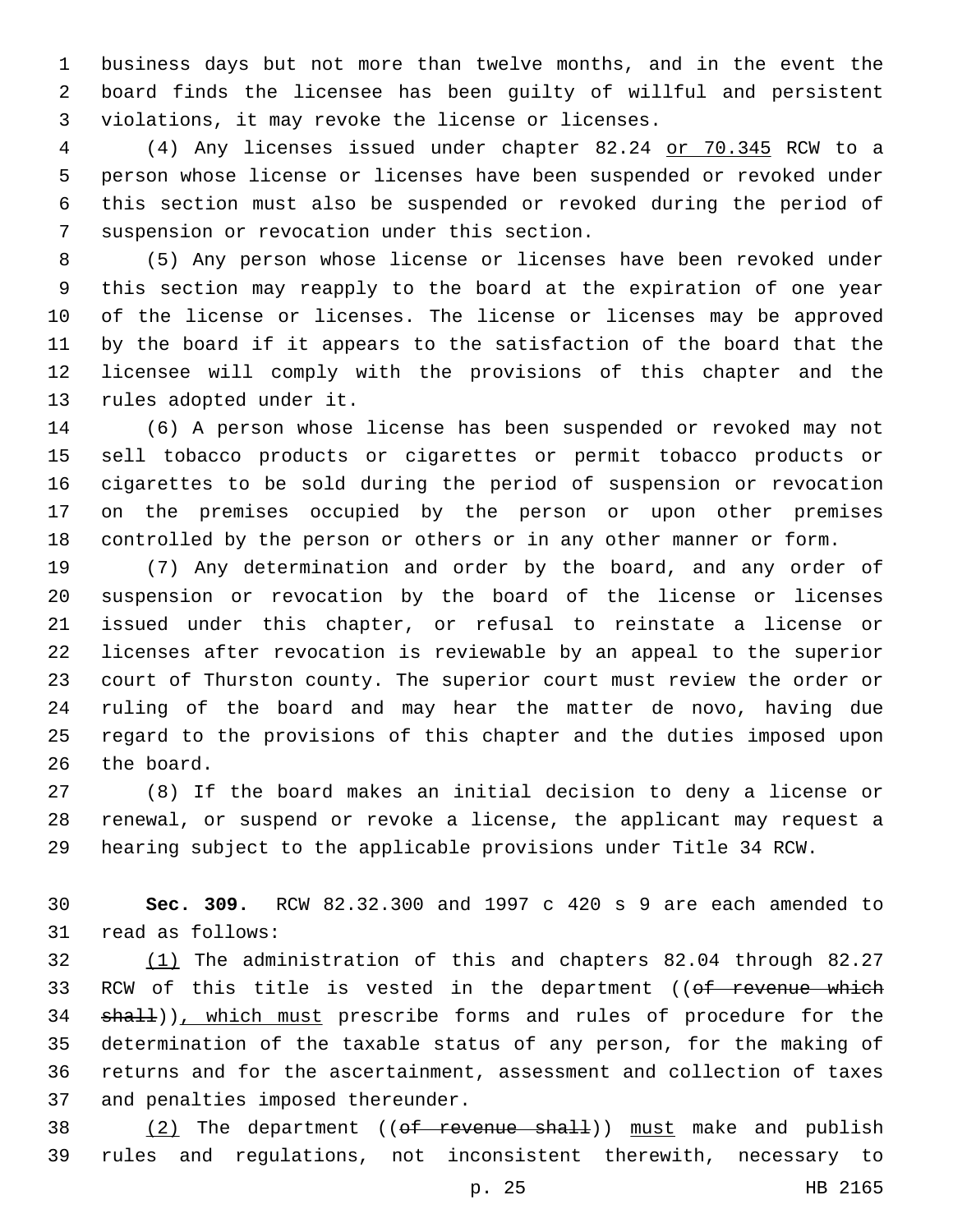business days but not more than twelve months, and in the event the board finds the licensee has been guilty of willful and persistent violations, it may revoke the license or licenses.

(4) Any licenses issued under chapter 82.24 <u>or 70.345</u> RCW to a person whose license or licenses have been suspended or revoked under this section must also be suspended or revoked during the period of suspension or revocation under this section.

(5) Any person whose license or licenses have been revoked under this section may reapply to the board at the expiration of one year of the license or licenses. The license or licenses may be approved by the board if it appears to the satisfaction of the board that the licensee will comply with the provisions of this chapter and the rules adopted under it.

(6) A person whose license has been suspended or revoked may not sell tobacco products or cigarettes or permit tobacco products or cigarettes to be sold during the period of suspension or revocation on the premises occupied by the person or upon other premises controlled by the person or others or in any other manner or form.

(7) Any determination and order by the board, and any order of suspension or revocation by the board of the license or licenses issued under this chapter, or refusal to reinstate a license or licenses after revocation is reviewable by an appeal to the superior court of Thurston county. The superior court must review the order or ruling of the board and may hear the matter de novo, having due regard to the provisions of this chapter and the duties imposed upon the board.

(8) If the board makes an initial decision to deny a license or renewal, or suspend or revoke a license, the applicant may request a hearing subject to the applicable provisions under Title 34 RCW.

**Sec. 309.** RCW 82.32.300 and 1997 c 420 s 9 are each amended to read as follows:

<u>(1)</u> The administration of this and chapters 82.04 through 82.27 RCW of this title is vested in the department ((~~of revenue which shall~~))<u>, which must</u> prescribe forms and rules of procedure for the determination of the taxable status of any person, for the making of returns and for the ascertainment, assessment and collection of taxes and penalties imposed thereunder.

<u>(2)</u> The department ((~~of revenue shall~~)) <u>must</u> make and publish rules and regulations, not inconsistent therewith, necessary to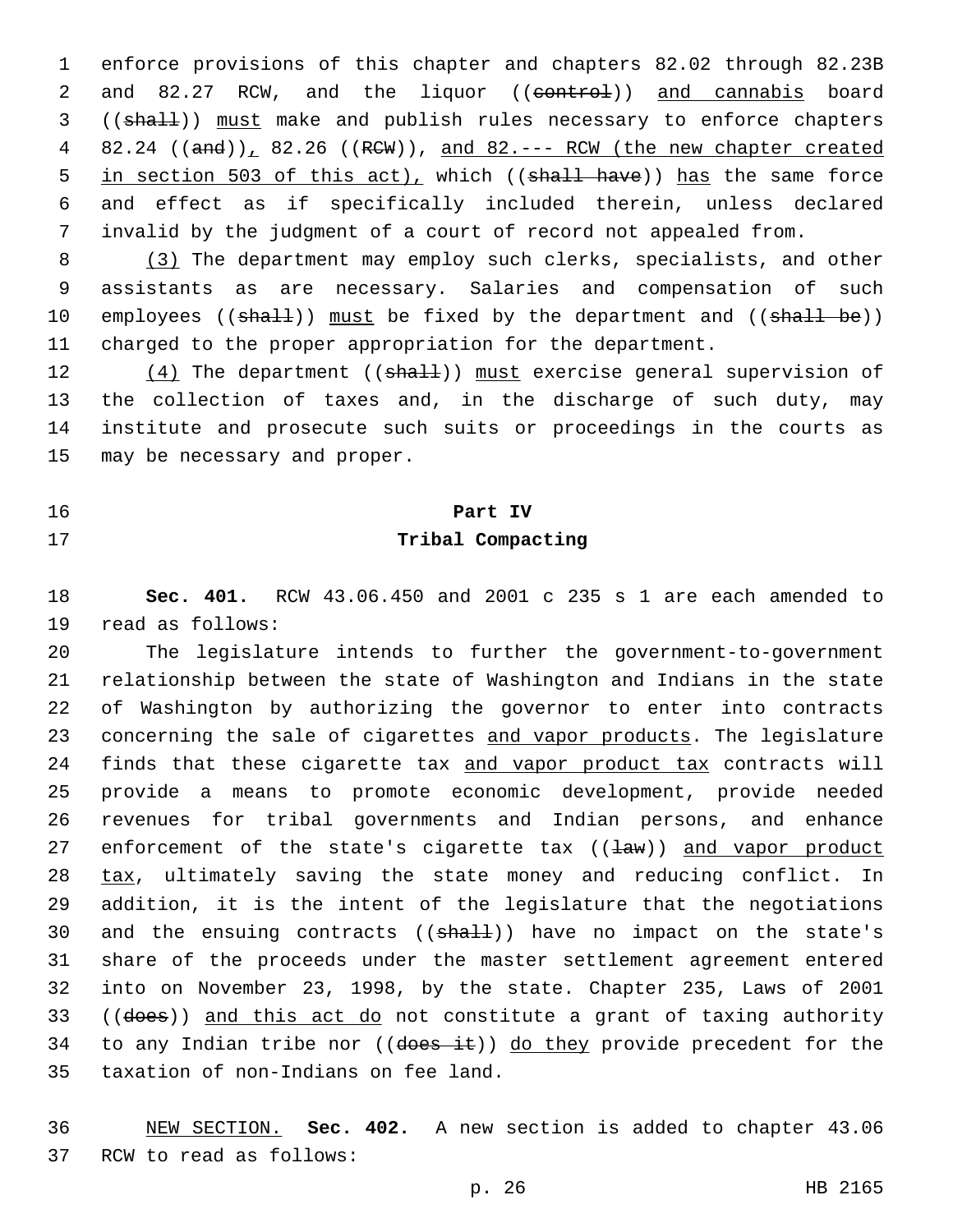enforce provisions of this chapter and chapters 82.02 through 82.23B and 82.27 RCW, and the liquor ((~~control~~)) <u>and cannabis</u> board ((~~shall~~)) <u>must</u> make and publish rules necessary to enforce chapters 82.24 ((~~and~~))<u>,</u> 82.26 ((~~RCW~~)), <u>and 82.--- RCW (the new chapter created in section 503 of this act),</u> which ((~~shall have~~)) <u>has</u> the same force and effect as if specifically included therein, unless declared invalid by the judgment of a court of record not appealed from.

<u>(3)</u> The department may employ such clerks, specialists, and other assistants as are necessary. Salaries and compensation of such employees ((~~shall~~)) <u>must</u> be fixed by the department and ((~~shall be~~)) charged to the proper appropriation for the department.

<u>(4)</u> The department ((~~shall~~)) <u>must</u> exercise general supervision of the collection of taxes and, in the discharge of such duty, may institute and prosecute such suits or proceedings in the courts as may be necessary and proper.

## Part IV
## Tribal Compacting

**Sec. 401.** RCW 43.06.450 and 2001 c 235 s 1 are each amended to read as follows:

The legislature intends to further the government-to-government relationship between the state of Washington and Indians in the state of Washington by authorizing the governor to enter into contracts concerning the sale of cigarettes <u>and vapor products</u>. The legislature finds that these cigarette tax <u>and vapor product tax</u> contracts will provide a means to promote economic development, provide needed revenues for tribal governments and Indian persons, and enhance enforcement of the state's cigarette tax ((~~law~~)) <u>and vapor product tax</u>, ultimately saving the state money and reducing conflict. In addition, it is the intent of the legislature that the negotiations and the ensuing contracts ((~~shall~~)) have no impact on the state's share of the proceeds under the master settlement agreement entered into on November 23, 1998, by the state. Chapter 235, Laws of 2001 ((~~does~~)) <u>and this act do</u> not constitute a grant of taxing authority to any Indian tribe nor ((~~does it~~)) <u>do they</u> provide precedent for the taxation of non-Indians on fee land.

<u>NEW SECTION.</u> **Sec. 402.** A new section is added to chapter 43.06 RCW to read as follows: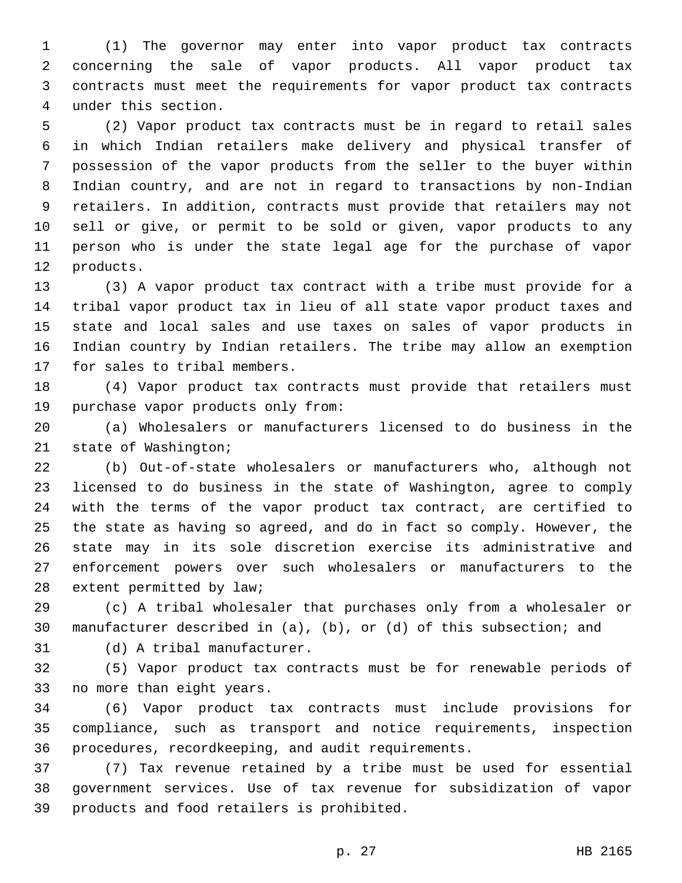(1) The governor may enter into vapor product tax contracts concerning the sale of vapor products. All vapor product tax contracts must meet the requirements for vapor product tax contracts under this section.

(2) Vapor product tax contracts must be in regard to retail sales in which Indian retailers make delivery and physical transfer of possession of the vapor products from the seller to the buyer within Indian country, and are not in regard to transactions by non-Indian retailers. In addition, contracts must provide that retailers may not sell or give, or permit to be sold or given, vapor products to any person who is under the state legal age for the purchase of vapor products.

(3) A vapor product tax contract with a tribe must provide for a tribal vapor product tax in lieu of all state vapor product taxes and state and local sales and use taxes on sales of vapor products in Indian country by Indian retailers. The tribe may allow an exemption for sales to tribal members.

(4) Vapor product tax contracts must provide that retailers must purchase vapor products only from:

(a) Wholesalers or manufacturers licensed to do business in the state of Washington;

(b) Out-of-state wholesalers or manufacturers who, although not licensed to do business in the state of Washington, agree to comply with the terms of the vapor product tax contract, are certified to the state as having so agreed, and do in fact so comply. However, the state may in its sole discretion exercise its administrative and enforcement powers over such wholesalers or manufacturers to the extent permitted by law;

(c) A tribal wholesaler that purchases only from a wholesaler or manufacturer described in (a), (b), or (d) of this subsection; and

(d) A tribal manufacturer.

(5) Vapor product tax contracts must be for renewable periods of no more than eight years.

(6) Vapor product tax contracts must include provisions for compliance, such as transport and notice requirements, inspection procedures, recordkeeping, and audit requirements.

(7) Tax revenue retained by a tribe must be used for essential government services. Use of tax revenue for subsidization of vapor products and food retailers is prohibited.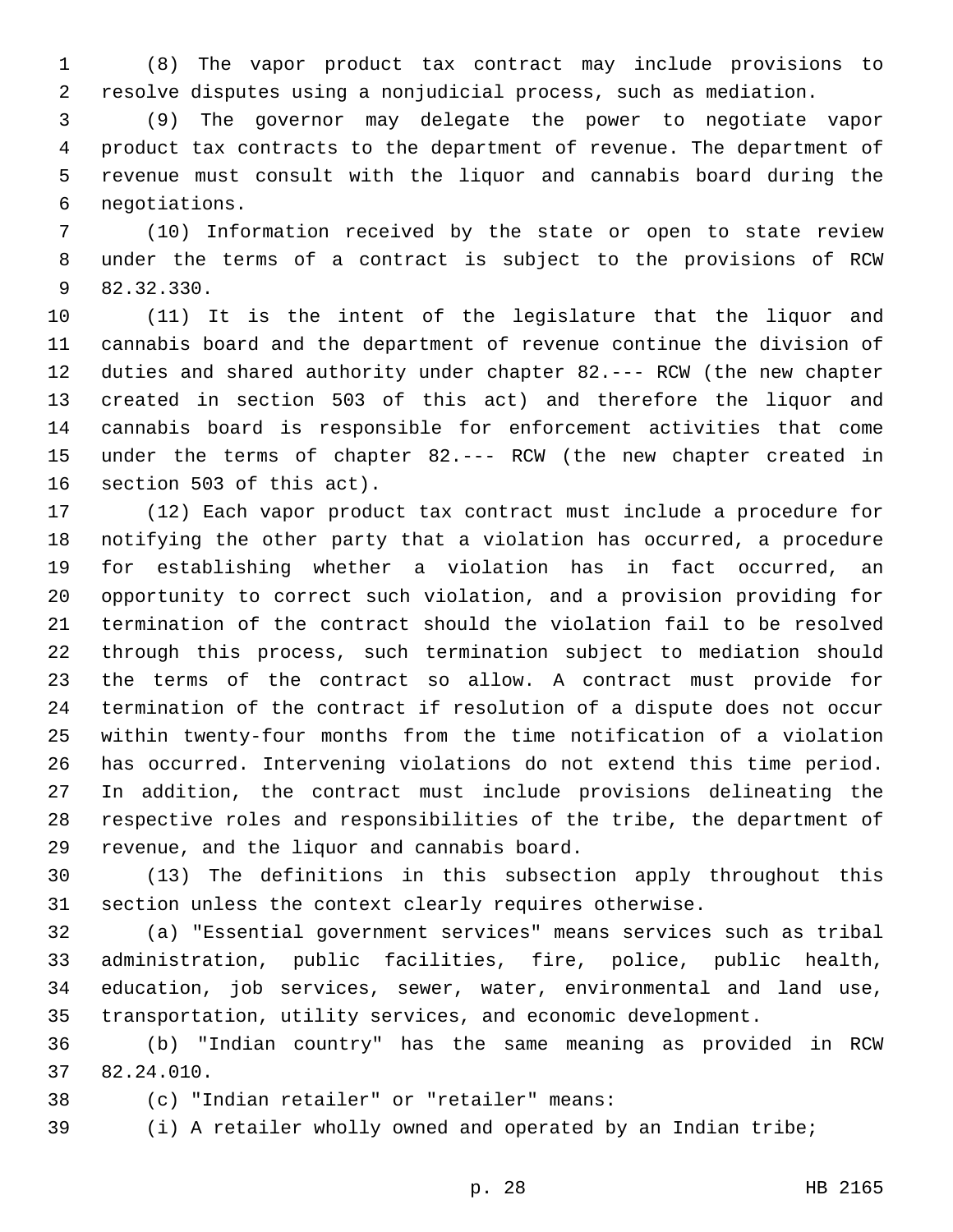(8) The vapor product tax contract may include provisions to resolve disputes using a nonjudicial process, such as mediation.

(9) The governor may delegate the power to negotiate vapor product tax contracts to the department of revenue. The department of revenue must consult with the liquor and cannabis board during the negotiations.

(10) Information received by the state or open to state review under the terms of a contract is subject to the provisions of RCW 82.32.330.

(11) It is the intent of the legislature that the liquor and cannabis board and the department of revenue continue the division of duties and shared authority under chapter 82.--- RCW (the new chapter created in section 503 of this act) and therefore the liquor and cannabis board is responsible for enforcement activities that come under the terms of chapter 82.--- RCW (the new chapter created in section 503 of this act).

(12) Each vapor product tax contract must include a procedure for notifying the other party that a violation has occurred, a procedure for establishing whether a violation has in fact occurred, an opportunity to correct such violation, and a provision providing for termination of the contract should the violation fail to be resolved through this process, such termination subject to mediation should the terms of the contract so allow. A contract must provide for termination of the contract if resolution of a dispute does not occur within twenty-four months from the time notification of a violation has occurred. Intervening violations do not extend this time period. In addition, the contract must include provisions delineating the respective roles and responsibilities of the tribe, the department of revenue, and the liquor and cannabis board.

(13) The definitions in this subsection apply throughout this section unless the context clearly requires otherwise.

(a) "Essential government services" means services such as tribal administration, public facilities, fire, police, public health, education, job services, sewer, water, environmental and land use, transportation, utility services, and economic development.

(b) "Indian country" has the same meaning as provided in RCW 82.24.010.

(c) "Indian retailer" or "retailer" means:

(i) A retailer wholly owned and operated by an Indian tribe;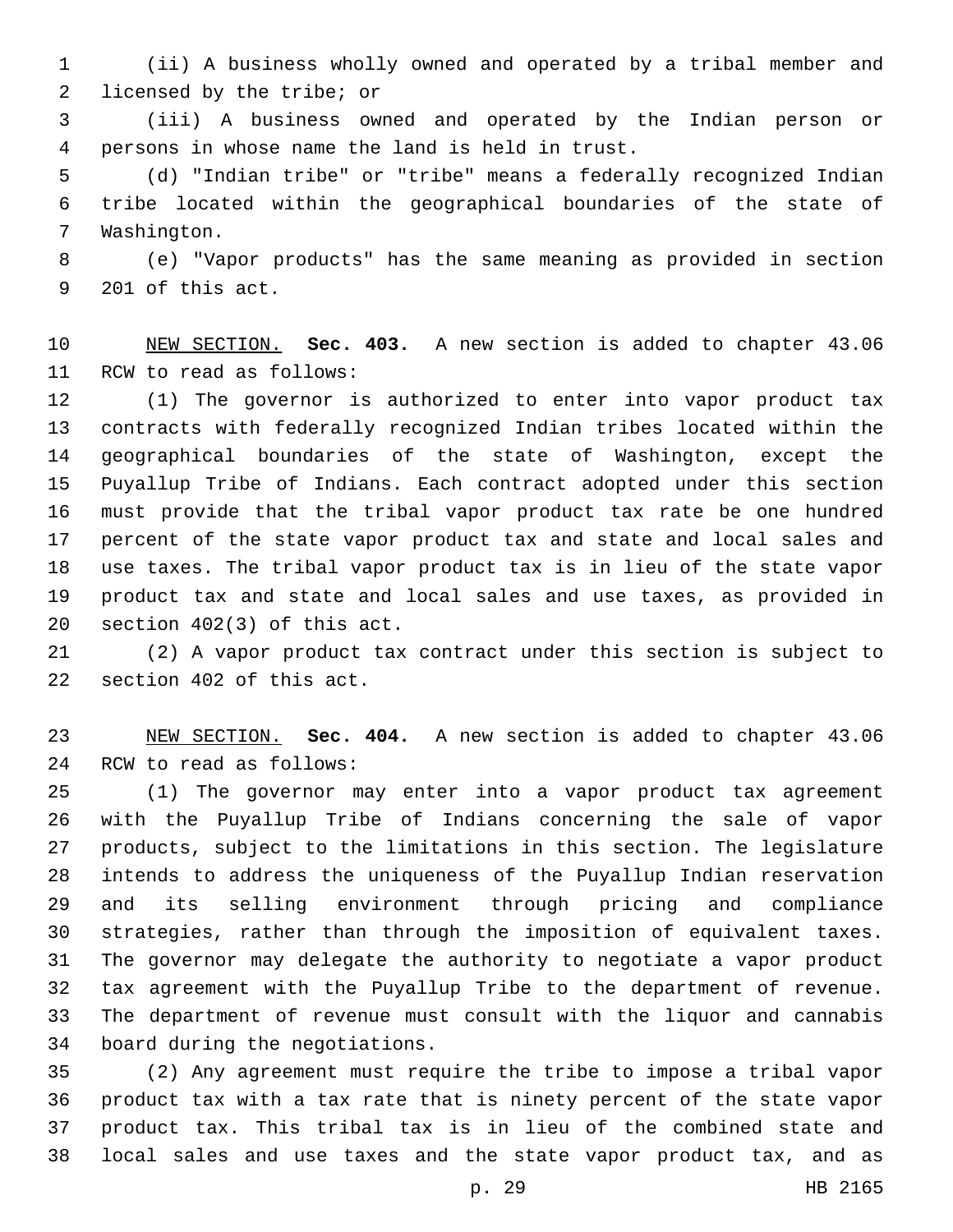(ii) A business wholly owned and operated by a tribal member and licensed by the tribe; or

(iii) A business owned and operated by the Indian person or persons in whose name the land is held in trust.

(d) "Indian tribe" or "tribe" means a federally recognized Indian tribe located within the geographical boundaries of the state of Washington.

(e) "Vapor products" has the same meaning as provided in section 201 of this act.

NEW SECTION. **Sec. 403.** A new section is added to chapter 43.06 RCW to read as follows:

(1) The governor is authorized to enter into vapor product tax contracts with federally recognized Indian tribes located within the geographical boundaries of the state of Washington, except the Puyallup Tribe of Indians. Each contract adopted under this section must provide that the tribal vapor product tax rate be one hundred percent of the state vapor product tax and state and local sales and use taxes. The tribal vapor product tax is in lieu of the state vapor product tax and state and local sales and use taxes, as provided in section 402(3) of this act.

(2) A vapor product tax contract under this section is subject to section 402 of this act.

NEW SECTION. **Sec. 404.** A new section is added to chapter 43.06 RCW to read as follows:

(1) The governor may enter into a vapor product tax agreement with the Puyallup Tribe of Indians concerning the sale of vapor products, subject to the limitations in this section. The legislature intends to address the uniqueness of the Puyallup Indian reservation and its selling environment through pricing and compliance strategies, rather than through the imposition of equivalent taxes. The governor may delegate the authority to negotiate a vapor product tax agreement with the Puyallup Tribe to the department of revenue. The department of revenue must consult with the liquor and cannabis board during the negotiations.

(2) Any agreement must require the tribe to impose a tribal vapor product tax with a tax rate that is ninety percent of the state vapor product tax. This tribal tax is in lieu of the combined state and local sales and use taxes and the state vapor product tax, and as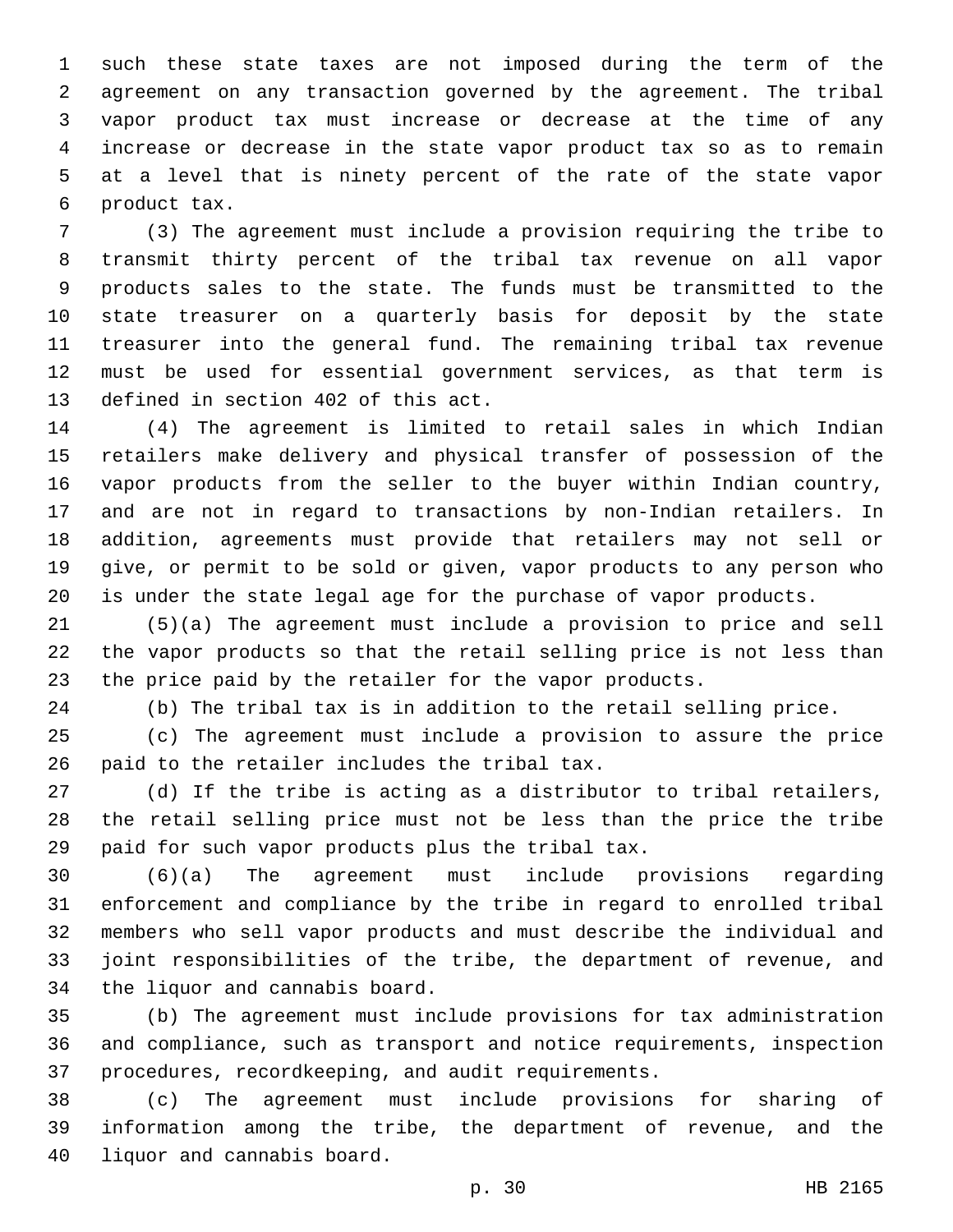such these state taxes are not imposed during the term of the agreement on any transaction governed by the agreement. The tribal vapor product tax must increase or decrease at the time of any increase or decrease in the state vapor product tax so as to remain at a level that is ninety percent of the rate of the state vapor product tax.

(3) The agreement must include a provision requiring the tribe to transmit thirty percent of the tribal tax revenue on all vapor products sales to the state. The funds must be transmitted to the state treasurer on a quarterly basis for deposit by the state treasurer into the general fund. The remaining tribal tax revenue must be used for essential government services, as that term is defined in section 402 of this act.

(4) The agreement is limited to retail sales in which Indian retailers make delivery and physical transfer of possession of the vapor products from the seller to the buyer within Indian country, and are not in regard to transactions by non-Indian retailers. In addition, agreements must provide that retailers may not sell or give, or permit to be sold or given, vapor products to any person who is under the state legal age for the purchase of vapor products.

(5)(a) The agreement must include a provision to price and sell the vapor products so that the retail selling price is not less than the price paid by the retailer for the vapor products.

(b) The tribal tax is in addition to the retail selling price.

(c) The agreement must include a provision to assure the price paid to the retailer includes the tribal tax.

(d) If the tribe is acting as a distributor to tribal retailers, the retail selling price must not be less than the price the tribe paid for such vapor products plus the tribal tax.

(6)(a) The agreement must include provisions regarding enforcement and compliance by the tribe in regard to enrolled tribal members who sell vapor products and must describe the individual and joint responsibilities of the tribe, the department of revenue, and the liquor and cannabis board.

(b) The agreement must include provisions for tax administration and compliance, such as transport and notice requirements, inspection procedures, recordkeeping, and audit requirements.

(c) The agreement must include provisions for sharing of information among the tribe, the department of revenue, and the liquor and cannabis board.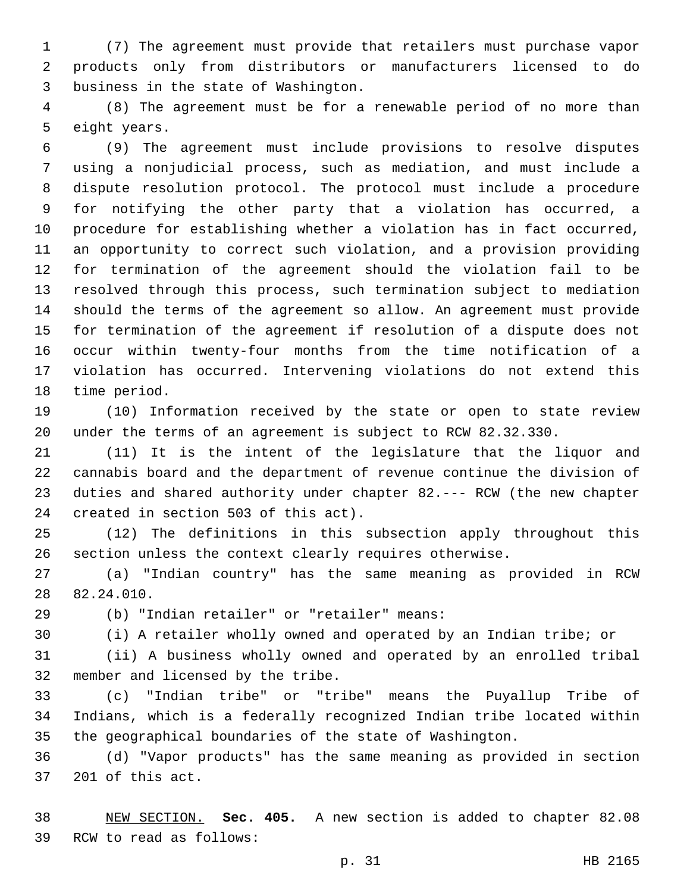(7) The agreement must provide that retailers must purchase vapor products only from distributors or manufacturers licensed to do business in the state of Washington.

(8) The agreement must be for a renewable period of no more than eight years.

(9) The agreement must include provisions to resolve disputes using a nonjudicial process, such as mediation, and must include a dispute resolution protocol. The protocol must include a procedure for notifying the other party that a violation has occurred, a procedure for establishing whether a violation has in fact occurred, an opportunity to correct such violation, and a provision providing for termination of the agreement should the violation fail to be resolved through this process, such termination subject to mediation should the terms of the agreement so allow. An agreement must provide for termination of the agreement if resolution of a dispute does not occur within twenty-four months from the time notification of a violation has occurred. Intervening violations do not extend this time period.

(10) Information received by the state or open to state review under the terms of an agreement is subject to RCW 82.32.330.

(11) It is the intent of the legislature that the liquor and cannabis board and the department of revenue continue the division of duties and shared authority under chapter 82.--- RCW (the new chapter created in section 503 of this act).

(12) The definitions in this subsection apply throughout this section unless the context clearly requires otherwise.

(a) "Indian country" has the same meaning as provided in RCW 82.24.010.

(b) "Indian retailer" or "retailer" means:

(i) A retailer wholly owned and operated by an Indian tribe; or

(ii) A business wholly owned and operated by an enrolled tribal member and licensed by the tribe.

(c) "Indian tribe" or "tribe" means the Puyallup Tribe of Indians, which is a federally recognized Indian tribe located within the geographical boundaries of the state of Washington.

(d) "Vapor products" has the same meaning as provided in section 201 of this act.

NEW SECTION. **Sec. 405.** A new section is added to chapter 82.08 RCW to read as follows: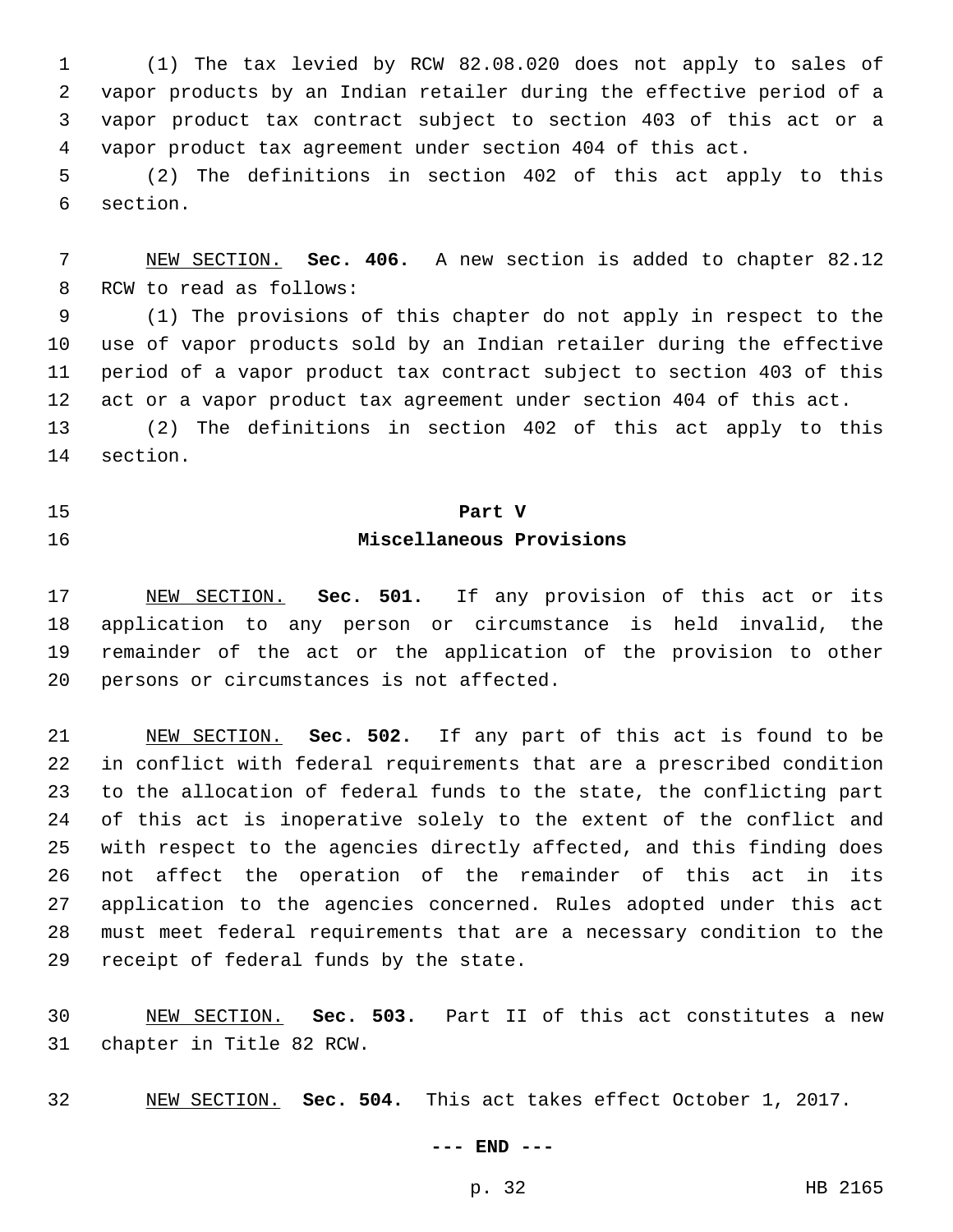(1) The tax levied by RCW 82.08.020 does not apply to sales of vapor products by an Indian retailer during the effective period of a vapor product tax contract subject to section 403 of this act or a vapor product tax agreement under section 404 of this act.

(2) The definitions in section 402 of this act apply to this section.

NEW SECTION. **Sec. 406.** A new section is added to chapter 82.12 RCW to read as follows:

(1) The provisions of this chapter do not apply in respect to the use of vapor products sold by an Indian retailer during the effective period of a vapor product tax contract subject to section 403 of this act or a vapor product tax agreement under section 404 of this act.

(2) The definitions in section 402 of this act apply to this section.

## Part V
## Miscellaneous Provisions

NEW SECTION. **Sec. 501.** If any provision of this act or its application to any person or circumstance is held invalid, the remainder of the act or the application of the provision to other persons or circumstances is not affected.

NEW SECTION. **Sec. 502.** If any part of this act is found to be in conflict with federal requirements that are a prescribed condition to the allocation of federal funds to the state, the conflicting part of this act is inoperative solely to the extent of the conflict and with respect to the agencies directly affected, and this finding does not affect the operation of the remainder of this act in its application to the agencies concerned. Rules adopted under this act must meet federal requirements that are a necessary condition to the receipt of federal funds by the state.

NEW SECTION. **Sec. 503.** Part II of this act constitutes a new chapter in Title 82 RCW.

NEW SECTION. **Sec. 504.** This act takes effect October 1, 2017.

**--- END ---**